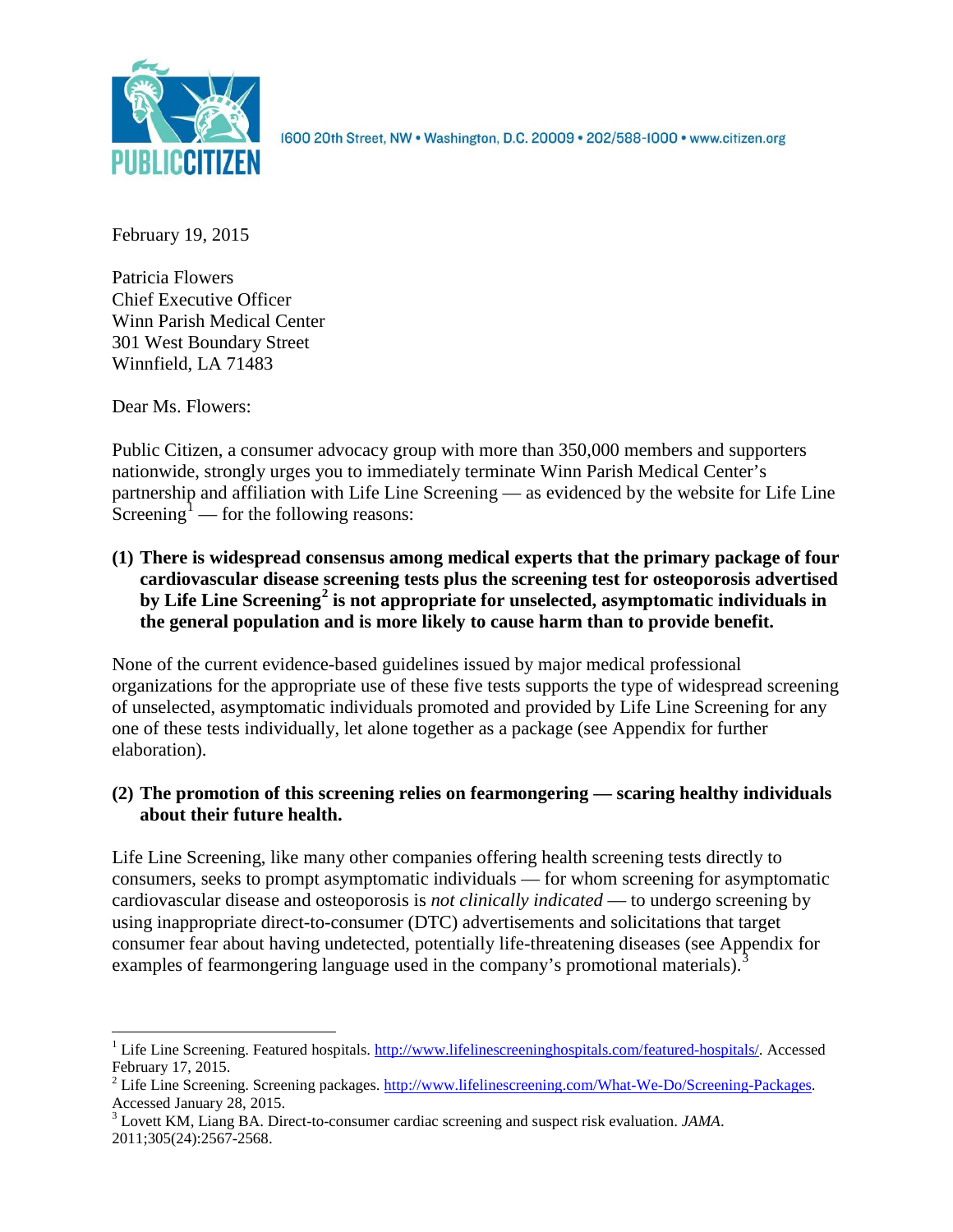PUBLIC CITIZEN

1600 20th Street, NW • Washington, D.C. 20009 • 202/588-1000 • www.citizen.org

February 19, 2015

Patricia Flowers
Chief Executive Officer
Winn Parish Medical Center
301 West Boundary Street
Winnfield, LA 71483

Dear Ms. Flowers:

Public Citizen, a consumer advocacy group with more than 350,000 members and supporters nationwide, strongly urges you to immediately terminate Winn Parish Medical Center's partnership and affiliation with Life Line Screening — as evidenced by the website for Life Line Screening[1] — for the following reasons:

**(1) There is widespread consensus among medical experts that the primary package of four cardiovascular disease screening tests plus the screening test for osteoporosis advertised by Life Line Screening[2] is not appropriate for unselected, asymptomatic individuals in the general population and is more likely to cause harm than to provide benefit.**

None of the current evidence-based guidelines issued by major medical professional organizations for the appropriate use of these five tests supports the type of widespread screening of unselected, asymptomatic individuals promoted and provided by Life Line Screening for any one of these tests individually, let alone together as a package (see Appendix for further elaboration).

**(2) The promotion of this screening relies on fearmongering — scaring healthy individuals about their future health.**

Life Line Screening, like many other companies offering health screening tests directly to consumers, seeks to prompt asymptomatic individuals — for whom screening for asymptomatic cardiovascular disease and osteoporosis is *not clinically indicated* — to undergo screening by using inappropriate direct-to-consumer (DTC) advertisements and solicitations that target consumer fear about having undetected, potentially life-threatening diseases (see Appendix for examples of fearmongering language used in the company's promotional materials).[3]

---

[1] Life Line Screening. Featured hospitals. http://www.lifelinescreeninghospitals.com/featured-hospitals/. Accessed February 17, 2015.

[2] Life Line Screening. Screening packages. http://www.lifelinescreening.com/What-We-Do/Screening-Packages. Accessed January 28, 2015.

[3] Lovett KM, Liang BA. Direct-to-consumer cardiac screening and suspect risk evaluation. *JAMA*. 2011;305(24):2567-2568.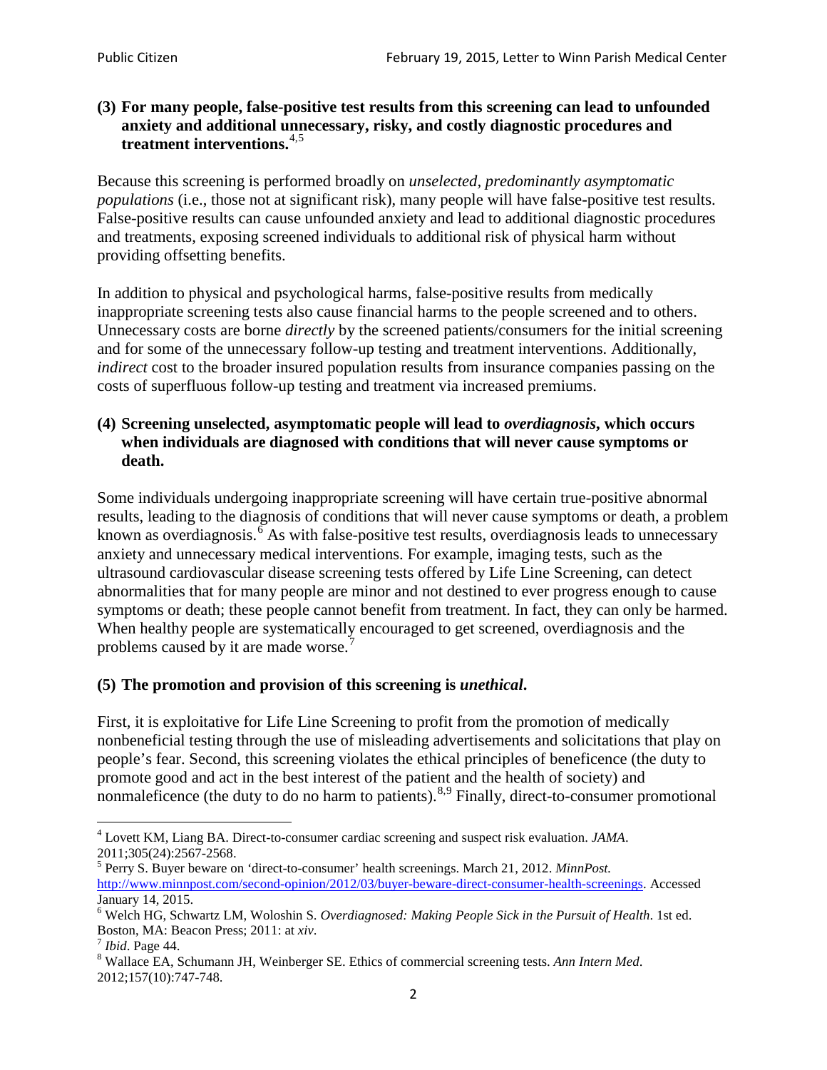**(3) For many people, false-positive test results from this screening can lead to unfounded anxiety and additional unnecessary, risky, and costly diagnostic procedures and treatment interventions.**[4,5]

Because this screening is performed broadly on *unselected, predominantly asymptomatic populations* (i.e., those not at significant risk), many people will have false-positive test results. False-positive results can cause unfounded anxiety and lead to additional diagnostic procedures and treatments, exposing screened individuals to additional risk of physical harm without providing offsetting benefits.

In addition to physical and psychological harms, false-positive results from medically inappropriate screening tests also cause financial harms to the people screened and to others. Unnecessary costs are borne *directly* by the screened patients/consumers for the initial screening and for some of the unnecessary follow-up testing and treatment interventions. Additionally, *indirect* cost to the broader insured population results from insurance companies passing on the costs of superfluous follow-up testing and treatment via increased premiums.

**(4) Screening unselected, asymptomatic people will lead to *overdiagnosis*, which occurs when individuals are diagnosed with conditions that will never cause symptoms or death.**

Some individuals undergoing inappropriate screening will have certain true-positive abnormal results, leading to the diagnosis of conditions that will never cause symptoms or death, a problem known as overdiagnosis.[6] As with false-positive test results, overdiagnosis leads to unnecessary anxiety and unnecessary medical interventions. For example, imaging tests, such as the ultrasound cardiovascular disease screening tests offered by Life Line Screening, can detect abnormalities that for many people are minor and not destined to ever progress enough to cause symptoms or death; these people cannot benefit from treatment. In fact, they can only be harmed. When healthy people are systematically encouraged to get screened, overdiagnosis and the problems caused by it are made worse.[7]

**(5) The promotion and provision of this screening is *unethical*.**

First, it is exploitative for Life Line Screening to profit from the promotion of medically nonbeneficial testing through the use of misleading advertisements and solicitations that play on people's fear. Second, this screening violates the ethical principles of beneficence (the duty to promote good and act in the best interest of the patient and the health of society) and nonmaleficence (the duty to do no harm to patients).[8,9] Finally, direct-to-consumer promotional

---

[4] Lovett KM, Liang BA. Direct-to-consumer cardiac screening and suspect risk evaluation. *JAMA*. 2011;305(24):2567-2568.

[5] Perry S. Buyer beware on 'direct-to-consumer' health screenings. March 21, 2012. *MinnPost.* http://www.minnpost.com/second-opinion/2012/03/buyer-beware-direct-consumer-health-screenings. Accessed January 14, 2015.

[6] Welch HG, Schwartz LM, Woloshin S. *Overdiagnosed: Making People Sick in the Pursuit of Health*. 1st ed. Boston, MA: Beacon Press; 2011: at *xiv*.

[7] *Ibid*. Page 44.

[8] Wallace EA, Schumann JH, Weinberger SE. Ethics of commercial screening tests. *Ann Intern Med*. 2012;157(10):747-748.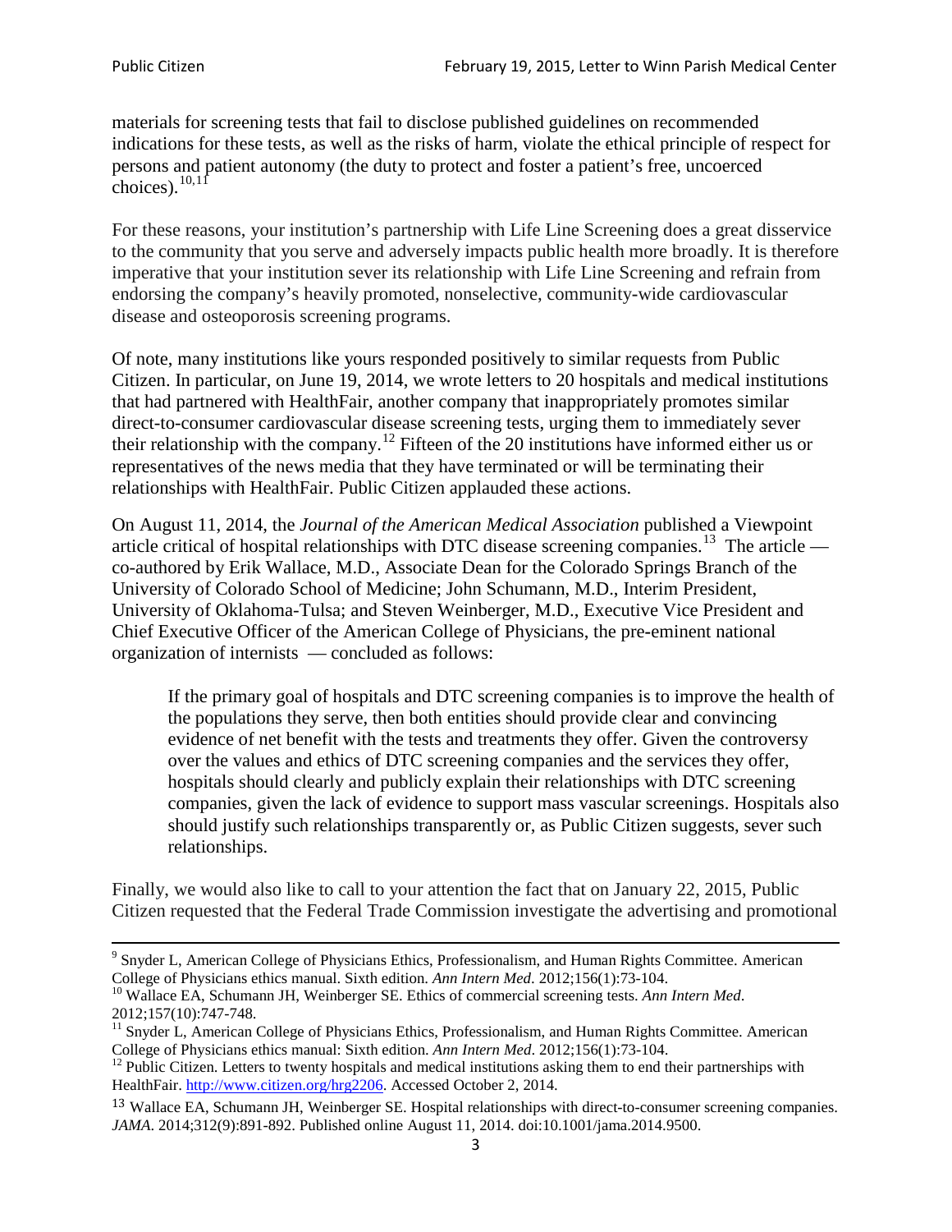materials for screening tests that fail to disclose published guidelines on recommended indications for these tests, as well as the risks of harm, violate the ethical principle of respect for persons and patient autonomy (the duty to protect and foster a patient's free, uncoerced choices).[10,11]

For these reasons, your institution's partnership with Life Line Screening does a great disservice to the community that you serve and adversely impacts public health more broadly. It is therefore imperative that your institution sever its relationship with Life Line Screening and refrain from endorsing the company's heavily promoted, nonselective, community-wide cardiovascular disease and osteoporosis screening programs.

Of note, many institutions like yours responded positively to similar requests from Public Citizen. In particular, on June 19, 2014, we wrote letters to 20 hospitals and medical institutions that had partnered with HealthFair, another company that inappropriately promotes similar direct-to-consumer cardiovascular disease screening tests, urging them to immediately sever their relationship with the company.[12] Fifteen of the 20 institutions have informed either us or representatives of the news media that they have terminated or will be terminating their relationships with HealthFair. Public Citizen applauded these actions.

On August 11, 2014, the *Journal of the American Medical Association* published a Viewpoint article critical of hospital relationships with DTC disease screening companies.[13] The article — co-authored by Erik Wallace, M.D., Associate Dean for the Colorado Springs Branch of the University of Colorado School of Medicine; John Schumann, M.D., Interim President, University of Oklahoma-Tulsa; and Steven Weinberger, M.D., Executive Vice President and Chief Executive Officer of the American College of Physicians, the pre-eminent national organization of internists — concluded as follows:

> If the primary goal of hospitals and DTC screening companies is to improve the health of the populations they serve, then both entities should provide clear and convincing evidence of net benefit with the tests and treatments they offer. Given the controversy over the values and ethics of DTC screening companies and the services they offer, hospitals should clearly and publicly explain their relationships with DTC screening companies, given the lack of evidence to support mass vascular screenings. Hospitals also should justify such relationships transparently or, as Public Citizen suggests, sever such relationships.

Finally, we would also like to call to your attention the fact that on January 22, 2015, Public Citizen requested that the Federal Trade Commission investigate the advertising and promotional

---

[9] Snyder L, American College of Physicians Ethics, Professionalism, and Human Rights Committee. American College of Physicians ethics manual. Sixth edition. *Ann Intern Med*. 2012;156(1):73-104.

[10] Wallace EA, Schumann JH, Weinberger SE. Ethics of commercial screening tests. *Ann Intern Med*. 2012;157(10):747-748.

[11] Snyder L, American College of Physicians Ethics, Professionalism, and Human Rights Committee. American College of Physicians ethics manual: Sixth edition. *Ann Intern Med*. 2012;156(1):73-104.

[12] Public Citizen. Letters to twenty hospitals and medical institutions asking them to end their partnerships with HealthFair. http://www.citizen.org/hrg2206. Accessed October 2, 2014.

[13] Wallace EA, Schumann JH, Weinberger SE. Hospital relationships with direct-to-consumer screening companies. *JAMA*. 2014;312(9):891-892. Published online August 11, 2014. doi:10.1001/jama.2014.9500.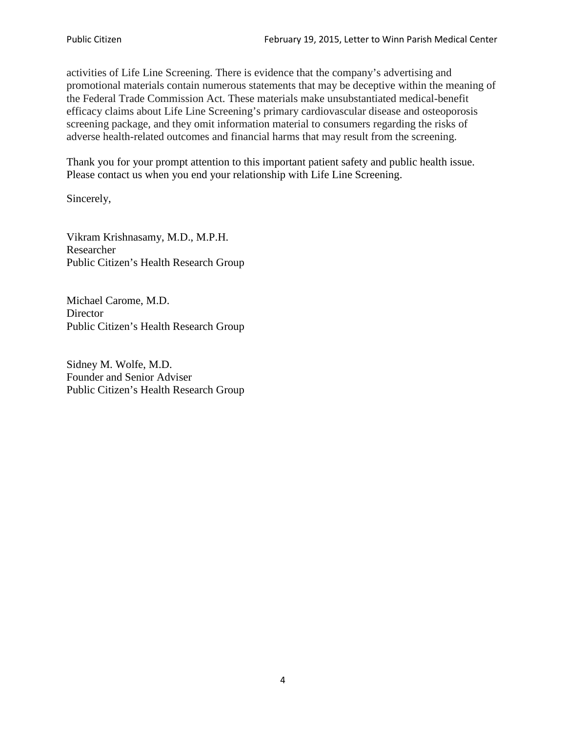activities of Life Line Screening. There is evidence that the company's advertising and promotional materials contain numerous statements that may be deceptive within the meaning of the Federal Trade Commission Act. These materials make unsubstantiated medical-benefit efficacy claims about Life Line Screening's primary cardiovascular disease and osteoporosis screening package, and they omit information material to consumers regarding the risks of adverse health-related outcomes and financial harms that may result from the screening.

Thank you for your prompt attention to this important patient safety and public health issue. Please contact us when you end your relationship with Life Line Screening.

Sincerely,

Vikram Krishnasamy, M.D., M.P.H.
Researcher
Public Citizen's Health Research Group

Michael Carome, M.D.
Director
Public Citizen's Health Research Group

Sidney M. Wolfe, M.D.
Founder and Senior Adviser
Public Citizen's Health Research Group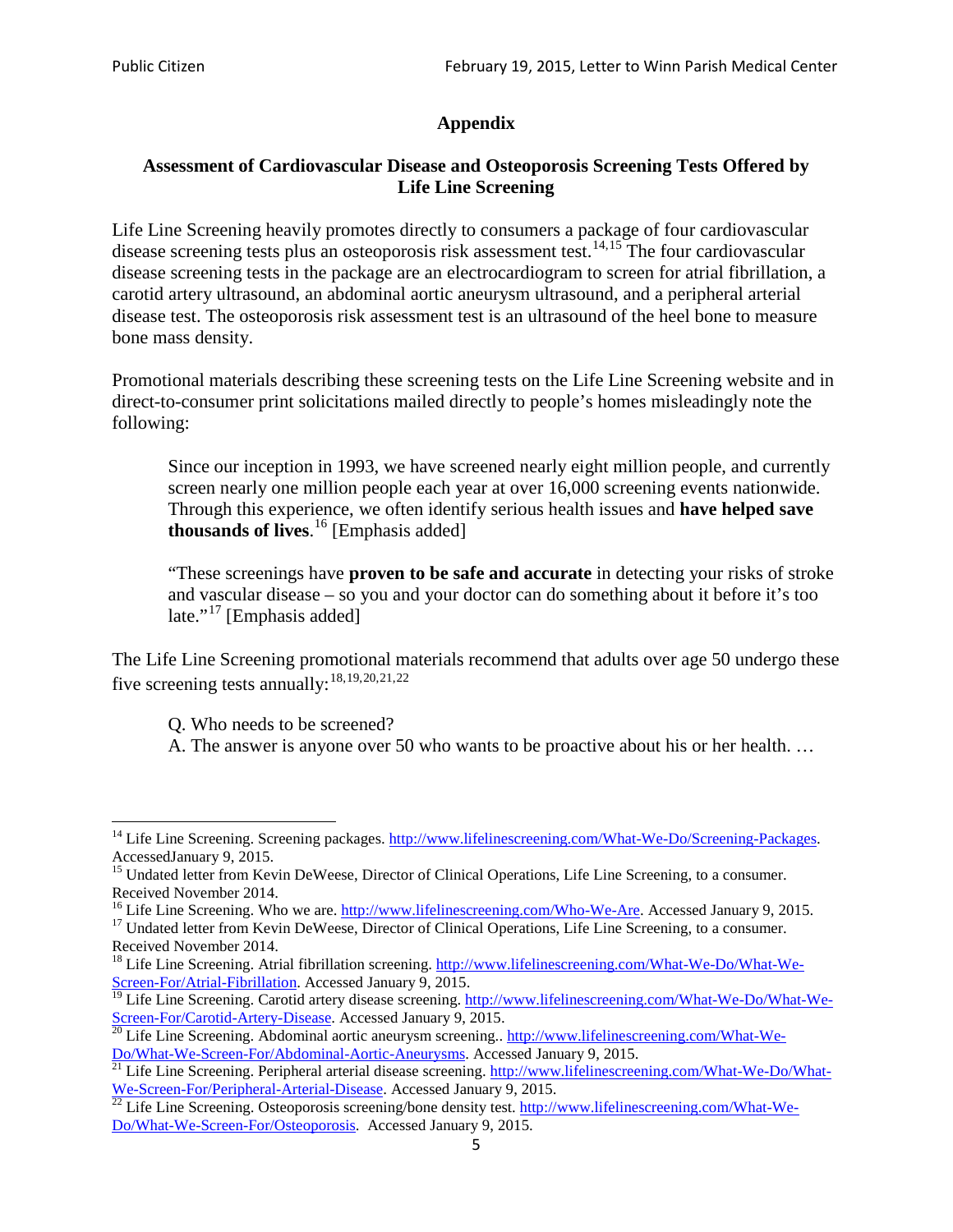## Appendix

### Assessment of Cardiovascular Disease and Osteoporosis Screening Tests Offered by Life Line Screening

Life Line Screening heavily promotes directly to consumers a package of four cardiovascular disease screening tests plus an osteoporosis risk assessment test.[14,15] The four cardiovascular disease screening tests in the package are an electrocardiogram to screen for atrial fibrillation, a carotid artery ultrasound, an abdominal aortic aneurysm ultrasound, and a peripheral arterial disease test. The osteoporosis risk assessment test is an ultrasound of the heel bone to measure bone mass density.

Promotional materials describing these screening tests on the Life Line Screening website and in direct-to-consumer print solicitations mailed directly to people's homes misleadingly note the following:

> Since our inception in 1993, we have screened nearly eight million people, and currently screen nearly one million people each year at over 16,000 screening events nationwide. Through this experience, we often identify serious health issues and **have helped save thousands of lives**.[16] [Emphasis added]
>
> "These screenings have **proven to be safe and accurate** in detecting your risks of stroke and vascular disease – so you and your doctor can do something about it before it's too late."[17] [Emphasis added]

The Life Line Screening promotional materials recommend that adults over age 50 undergo these five screening tests annually:[18,19,20,21,22]

> Q. Who needs to be screened?
> A. The answer is anyone over 50 who wants to be proactive about his or her health. …

---

[14] Life Line Screening. Screening packages. http://www.lifelinescreening.com/What-We-Do/Screening-Packages. AccessedJanuary 9, 2015.

[15] Undated letter from Kevin DeWeese, Director of Clinical Operations, Life Line Screening, to a consumer. Received November 2014.

[16] Life Line Screening. Who we are. http://www.lifelinescreening.com/Who-We-Are. Accessed January 9, 2015.

[17] Undated letter from Kevin DeWeese, Director of Clinical Operations, Life Line Screening, to a consumer. Received November 2014.

[18] Life Line Screening. Atrial fibrillation screening. http://www.lifelinescreening.com/What-We-Do/What-We-Screen-For/Atrial-Fibrillation. Accessed January 9, 2015.

[19] Life Line Screening. Carotid artery disease screening. http://www.lifelinescreening.com/What-We-Do/What-We-Screen-For/Carotid-Artery-Disease. Accessed January 9, 2015.

[20] Life Line Screening. Abdominal aortic aneurysm screening.. http://www.lifelinescreening.com/What-We-Do/What-We-Screen-For/Abdominal-Aortic-Aneurysms. Accessed January 9, 2015.

[21] Life Line Screening. Peripheral arterial disease screening. http://www.lifelinescreening.com/What-We-Do/What-We-Screen-For/Peripheral-Arterial-Disease. Accessed January 9, 2015.

[22] Life Line Screening. Osteoporosis screening/bone density test. http://www.lifelinescreening.com/What-We-Do/What-We-Screen-For/Osteoporosis. Accessed January 9, 2015.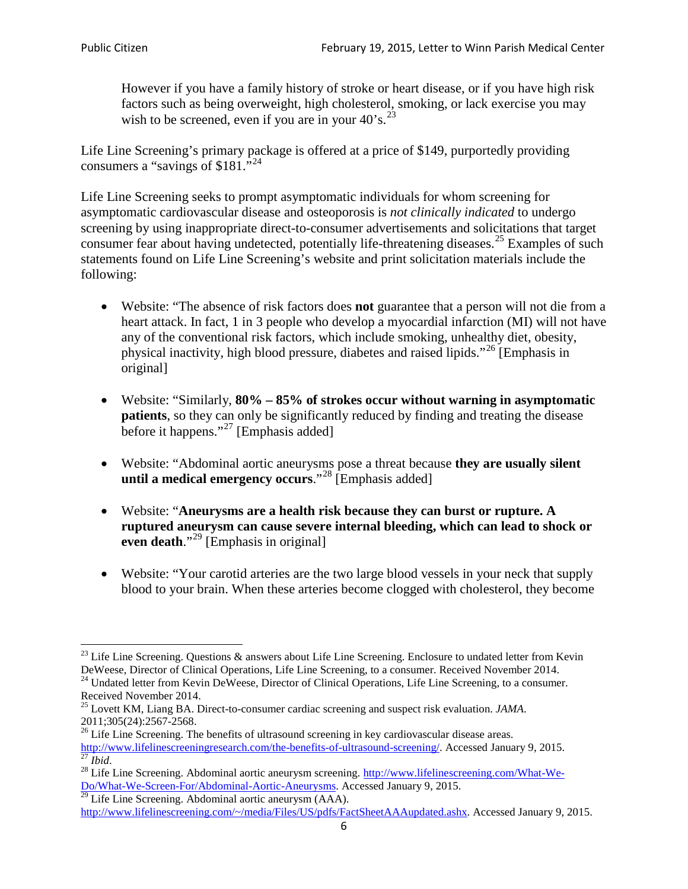> However if you have a family history of stroke or heart disease, or if you have high risk factors such as being overweight, high cholesterol, smoking, or lack exercise you may wish to be screened, even if you are in your 40's.[23]

Life Line Screening's primary package is offered at a price of $149, purportedly providing consumers a "savings of $181."[24]

Life Line Screening seeks to prompt asymptomatic individuals for whom screening for asymptomatic cardiovascular disease and osteoporosis is *not clinically indicated* to undergo screening by using inappropriate direct-to-consumer advertisements and solicitations that target consumer fear about having undetected, potentially life-threatening diseases.[25] Examples of such statements found on Life Line Screening's website and print solicitation materials include the following:

- Website: "The absence of risk factors does **not** guarantee that a person will not die from a heart attack. In fact, 1 in 3 people who develop a myocardial infarction (MI) will not have any of the conventional risk factors, which include smoking, unhealthy diet, obesity, physical inactivity, high blood pressure, diabetes and raised lipids."[26] [Emphasis in original]

- Website: "Similarly, **80% – 85% of strokes occur without warning in asymptomatic patients**, so they can only be significantly reduced by finding and treating the disease before it happens."[27] [Emphasis added]

- Website: "Abdominal aortic aneurysms pose a threat because **they are usually silent until a medical emergency occurs**."[28] [Emphasis added]

- Website: "**Aneurysms are a health risk because they can burst or rupture. A ruptured aneurysm can cause severe internal bleeding, which can lead to shock or even death**."[29] [Emphasis in original]

- Website: "Your carotid arteries are the two large blood vessels in your neck that supply blood to your brain. When these arteries become clogged with cholesterol, they become

---

[23] Life Line Screening. Questions & answers about Life Line Screening. Enclosure to undated letter from Kevin DeWeese, Director of Clinical Operations, Life Line Screening, to a consumer. Received November 2014.

[24] Undated letter from Kevin DeWeese, Director of Clinical Operations, Life Line Screening, to a consumer. Received November 2014.

[25] Lovett KM, Liang BA. Direct-to-consumer cardiac screening and suspect risk evaluation. *JAMA*. 2011;305(24):2567-2568.

[26] Life Line Screening. The benefits of ultrasound screening in key cardiovascular disease areas. http://www.lifelinescreeningresearch.com/the-benefits-of-ultrasound-screening/. Accessed January 9, 2015.

[27] *Ibid*.

[28] Life Line Screening. Abdominal aortic aneurysm screening. http://www.lifelinescreening.com/What-We-Do/What-We-Screen-For/Abdominal-Aortic-Aneurysms. Accessed January 9, 2015.

[29] Life Line Screening. Abdominal aortic aneurysm (AAA). http://www.lifelinescreening.com/~/media/Files/US/pdfs/FactSheetAAAupdated.ashx. Accessed January 9, 2015.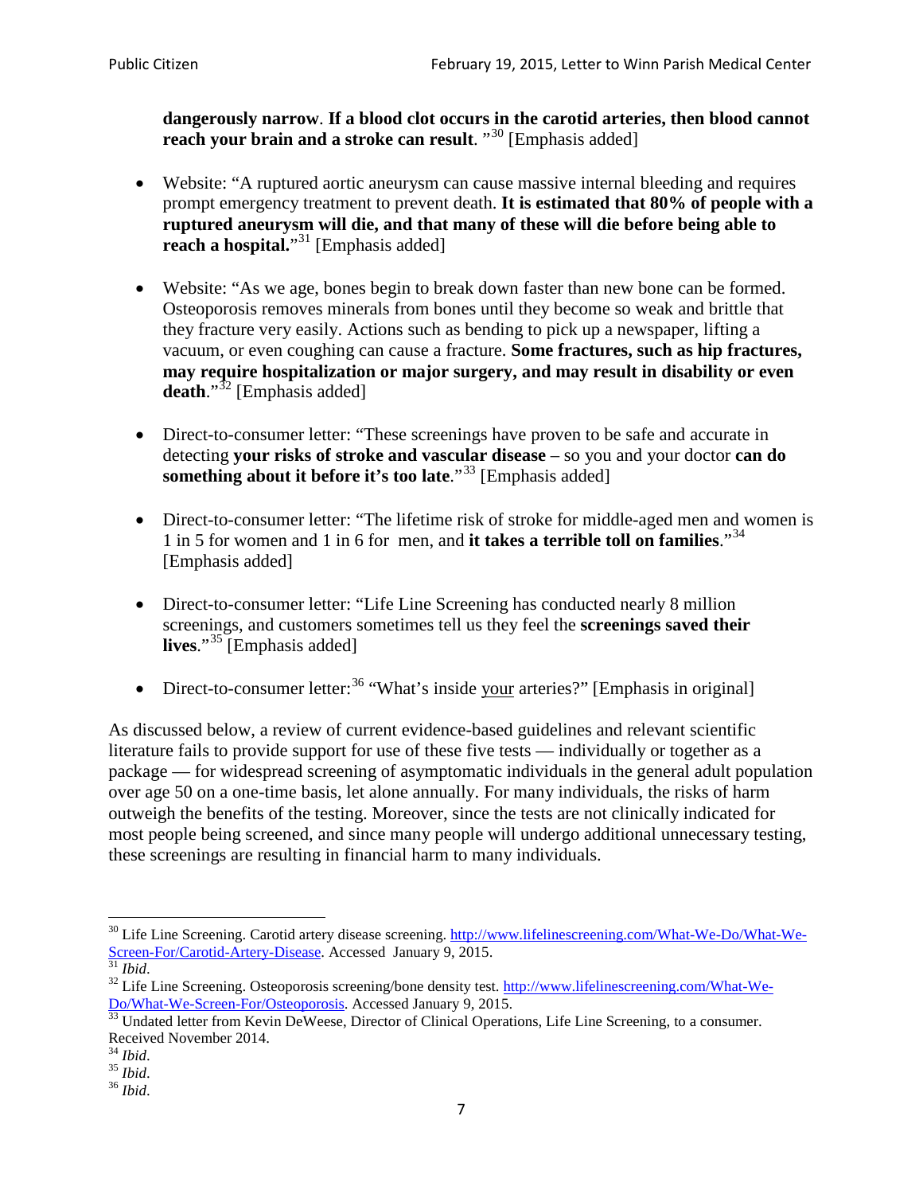**dangerously narrow**. **If a blood clot occurs in the carotid arteries, then blood cannot reach your brain and a stroke can result**. "[30] [Emphasis added]

- Website: "A ruptured aortic aneurysm can cause massive internal bleeding and requires prompt emergency treatment to prevent death. **It is estimated that 80% of people with a ruptured aneurysm will die, and that many of these will die before being able to reach a hospital.**"[31] [Emphasis added]

- Website: "As we age, bones begin to break down faster than new bone can be formed. Osteoporosis removes minerals from bones until they become so weak and brittle that they fracture very easily. Actions such as bending to pick up a newspaper, lifting a vacuum, or even coughing can cause a fracture. **Some fractures, such as hip fractures, may require hospitalization or major surgery, and may result in disability or even death**."[32] [Emphasis added]

- Direct-to-consumer letter: "These screenings have proven to be safe and accurate in detecting **your risks of stroke and vascular disease** – so you and your doctor **can do something about it before it's too late**."[33] [Emphasis added]

- Direct-to-consumer letter: "The lifetime risk of stroke for middle-aged men and women is 1 in 5 for women and 1 in 6 for men, and **it takes a terrible toll on families**."[34] [Emphasis added]

- Direct-to-consumer letter: "Life Line Screening has conducted nearly 8 million screenings, and customers sometimes tell us they feel the **screenings saved their lives**."[35] [Emphasis added]

- Direct-to-consumer letter:[36] "What's inside <u>your</u> arteries?" [Emphasis in original]

As discussed below, a review of current evidence-based guidelines and relevant scientific literature fails to provide support for use of these five tests — individually or together as a package — for widespread screening of asymptomatic individuals in the general adult population over age 50 on a one-time basis, let alone annually. For many individuals, the risks of harm outweigh the benefits of the testing. Moreover, since the tests are not clinically indicated for most people being screened, and since many people will undergo additional unnecessary testing, these screenings are resulting in financial harm to many individuals.

---

[30] Life Line Screening. Carotid artery disease screening. http://www.lifelinescreening.com/What-We-Do/What-We-Screen-For/Carotid-Artery-Disease. Accessed January 9, 2015.

[31] *Ibid*.

[32] Life Line Screening. Osteoporosis screening/bone density test. http://www.lifelinescreening.com/What-We-Do/What-We-Screen-For/Osteoporosis. Accessed January 9, 2015.

[33] Undated letter from Kevin DeWeese, Director of Clinical Operations, Life Line Screening, to a consumer. Received November 2014.

[34] *Ibid*.

[35] *Ibid*.

[36] *Ibid*.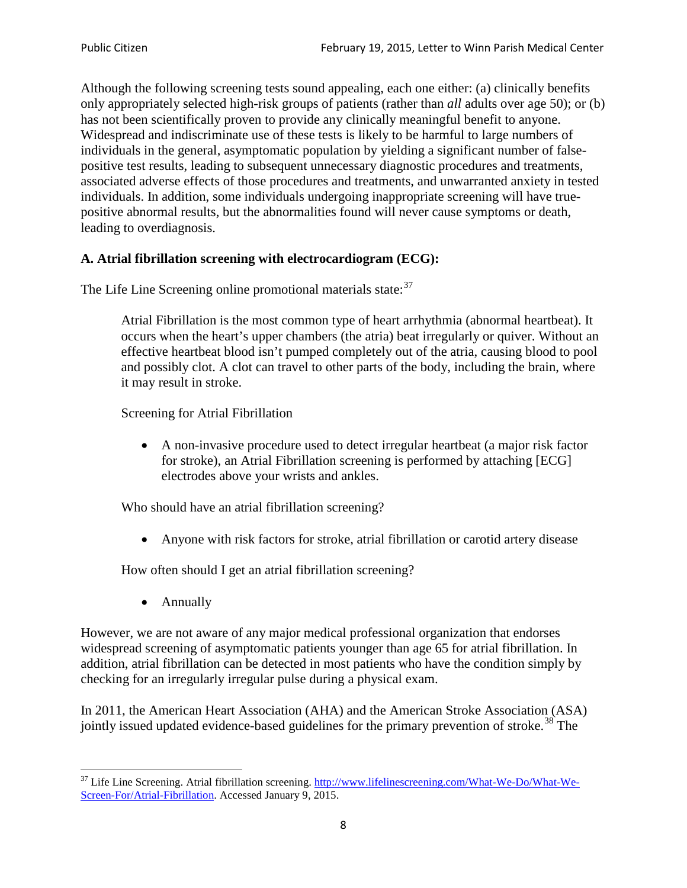Although the following screening tests sound appealing, each one either: (a) clinically benefits only appropriately selected high-risk groups of patients (rather than *all* adults over age 50); or (b) has not been scientifically proven to provide any clinically meaningful benefit to anyone. Widespread and indiscriminate use of these tests is likely to be harmful to large numbers of individuals in the general, asymptomatic population by yielding a significant number of false-positive test results, leading to subsequent unnecessary diagnostic procedures and treatments, associated adverse effects of those procedures and treatments, and unwarranted anxiety in tested individuals. In addition, some individuals undergoing inappropriate screening will have true-positive abnormal results, but the abnormalities found will never cause symptoms or death, leading to overdiagnosis.

**A. Atrial fibrillation screening with electrocardiogram (ECG):**

The Life Line Screening online promotional materials state:[37]

> Atrial Fibrillation is the most common type of heart arrhythmia (abnormal heartbeat). It occurs when the heart's upper chambers (the atria) beat irregularly or quiver. Without an effective heartbeat blood isn't pumped completely out of the atria, causing blood to pool and possibly clot. A clot can travel to other parts of the body, including the brain, where it may result in stroke.
>
> Screening for Atrial Fibrillation
>
> - A non-invasive procedure used to detect irregular heartbeat (a major risk factor for stroke), an Atrial Fibrillation screening is performed by attaching [ECG] electrodes above your wrists and ankles.
>
> Who should have an atrial fibrillation screening?
>
> - Anyone with risk factors for stroke, atrial fibrillation or carotid artery disease
>
> How often should I get an atrial fibrillation screening?
>
> - Annually

However, we are not aware of any major medical professional organization that endorses widespread screening of asymptomatic patients younger than age 65 for atrial fibrillation. In addition, atrial fibrillation can be detected in most patients who have the condition simply by checking for an irregularly irregular pulse during a physical exam.

In 2011, the American Heart Association (AHA) and the American Stroke Association (ASA) jointly issued updated evidence-based guidelines for the primary prevention of stroke.[38] The

---

[37] Life Line Screening. Atrial fibrillation screening. http://www.lifelinescreening.com/What-We-Do/What-We-Screen-For/Atrial-Fibrillation. Accessed January 9, 2015.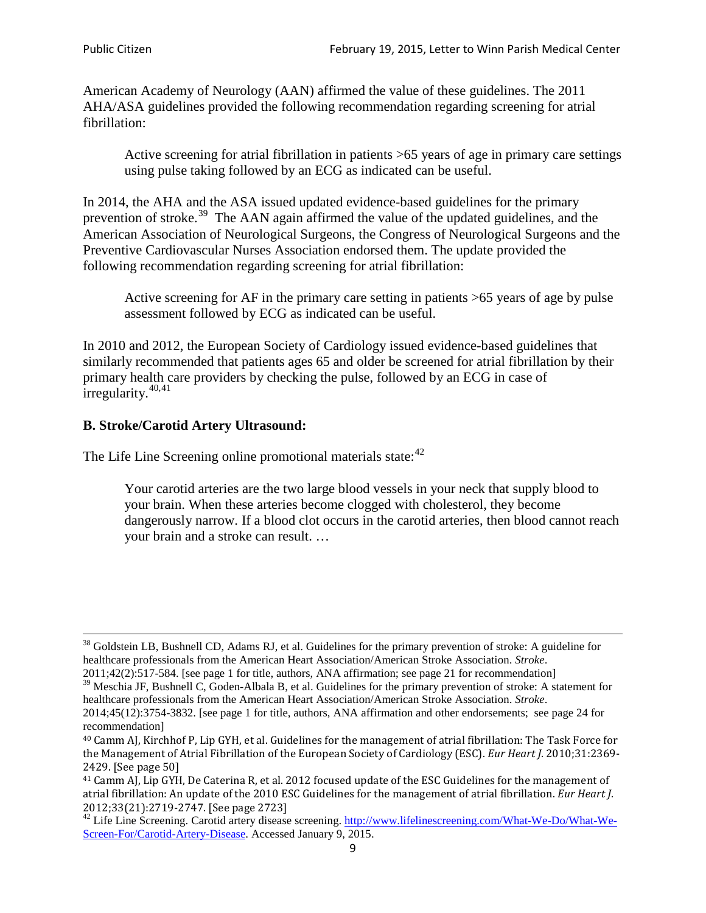American Academy of Neurology (AAN) affirmed the value of these guidelines. The 2011 AHA/ASA guidelines provided the following recommendation regarding screening for atrial fibrillation:

> Active screening for atrial fibrillation in patients >65 years of age in primary care settings using pulse taking followed by an ECG as indicated can be useful.

In 2014, the AHA and the ASA issued updated evidence-based guidelines for the primary prevention of stroke.[39] The AAN again affirmed the value of the updated guidelines, and the American Association of Neurological Surgeons, the Congress of Neurological Surgeons and the Preventive Cardiovascular Nurses Association endorsed them. The update provided the following recommendation regarding screening for atrial fibrillation:

> Active screening for AF in the primary care setting in patients >65 years of age by pulse assessment followed by ECG as indicated can be useful.

In 2010 and 2012, the European Society of Cardiology issued evidence-based guidelines that similarly recommended that patients ages 65 and older be screened for atrial fibrillation by their primary health care providers by checking the pulse, followed by an ECG in case of irregularity.[40,41]

### B. Stroke/Carotid Artery Ultrasound:

The Life Line Screening online promotional materials state:[42]

> Your carotid arteries are the two large blood vessels in your neck that supply blood to your brain. When these arteries become clogged with cholesterol, they become dangerously narrow. If a blood clot occurs in the carotid arteries, then blood cannot reach your brain and a stroke can result. …

---

[38] Goldstein LB, Bushnell CD, Adams RJ, et al. Guidelines for the primary prevention of stroke: A guideline for healthcare professionals from the American Heart Association/American Stroke Association. *Stroke*. 2011;42(2):517-584. [see page 1 for title, authors, ANA affirmation; see page 21 for recommendation]

[39] Meschia JF, Bushnell C, Goden-Albala B, et al. Guidelines for the primary prevention of stroke: A statement for healthcare professionals from the American Heart Association/American Stroke Association. *Stroke*. 2014;45(12):3754-3832. [see page 1 for title, authors, ANA affirmation and other endorsements; see page 24 for recommendation]

[40] Camm AJ, Kirchhof P, Lip GYH, et al. Guidelines for the management of atrial fibrillation: The Task Force for the Management of Atrial Fibrillation of the European Society of Cardiology (ESC). *Eur Heart J*. 2010;31:2369-2429. [See page 50]

[41] Camm AJ, Lip GYH, De Caterina R, et al. 2012 focused update of the ESC Guidelines for the management of atrial fibrillation: An update of the 2010 ESC Guidelines for the management of atrial fibrillation. *Eur Heart J*. 2012;33(21):2719-2747. [See page 2723]

[42] Life Line Screening. Carotid artery disease screening. http://www.lifelinescreening.com/What-We-Do/What-We-Screen-For/Carotid-Artery-Disease. Accessed January 9, 2015.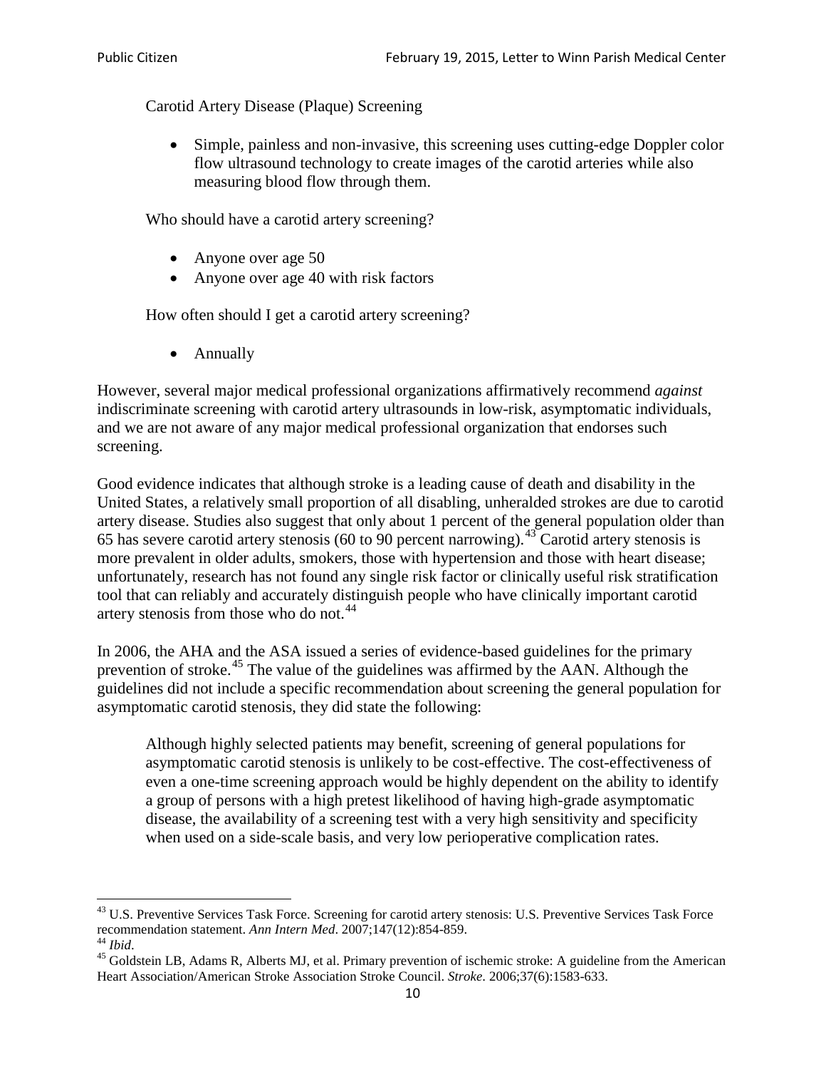Carotid Artery Disease (Plaque) Screening

- Simple, painless and non-invasive, this screening uses cutting-edge Doppler color flow ultrasound technology to create images of the carotid arteries while also measuring blood flow through them.

Who should have a carotid artery screening?

- Anyone over age 50
- Anyone over age 40 with risk factors

How often should I get a carotid artery screening?

- Annually

However, several major medical professional organizations affirmatively recommend *against* indiscriminate screening with carotid artery ultrasounds in low-risk, asymptomatic individuals, and we are not aware of any major medical professional organization that endorses such screening.

Good evidence indicates that although stroke is a leading cause of death and disability in the United States, a relatively small proportion of all disabling, unheralded strokes are due to carotid artery disease. Studies also suggest that only about 1 percent of the general population older than 65 has severe carotid artery stenosis (60 to 90 percent narrowing).[43] Carotid artery stenosis is more prevalent in older adults, smokers, those with hypertension and those with heart disease; unfortunately, research has not found any single risk factor or clinically useful risk stratification tool that can reliably and accurately distinguish people who have clinically important carotid artery stenosis from those who do not.[44]

In 2006, the AHA and the ASA issued a series of evidence-based guidelines for the primary prevention of stroke.[45] The value of the guidelines was affirmed by the AAN. Although the guidelines did not include a specific recommendation about screening the general population for asymptomatic carotid stenosis, they did state the following:

> Although highly selected patients may benefit, screening of general populations for asymptomatic carotid stenosis is unlikely to be cost-effective. The cost-effectiveness of even a one-time screening approach would be highly dependent on the ability to identify a group of persons with a high pretest likelihood of having high-grade asymptomatic disease, the availability of a screening test with a very high sensitivity and specificity when used on a side-scale basis, and very low perioperative complication rates.

---

[43] U.S. Preventive Services Task Force. Screening for carotid artery stenosis: U.S. Preventive Services Task Force recommendation statement. *Ann Intern Med*. 2007;147(12):854-859.

[44] *Ibid*.

[45] Goldstein LB, Adams R, Alberts MJ, et al. Primary prevention of ischemic stroke: A guideline from the American Heart Association/American Stroke Association Stroke Council. *Stroke*. 2006;37(6):1583-633.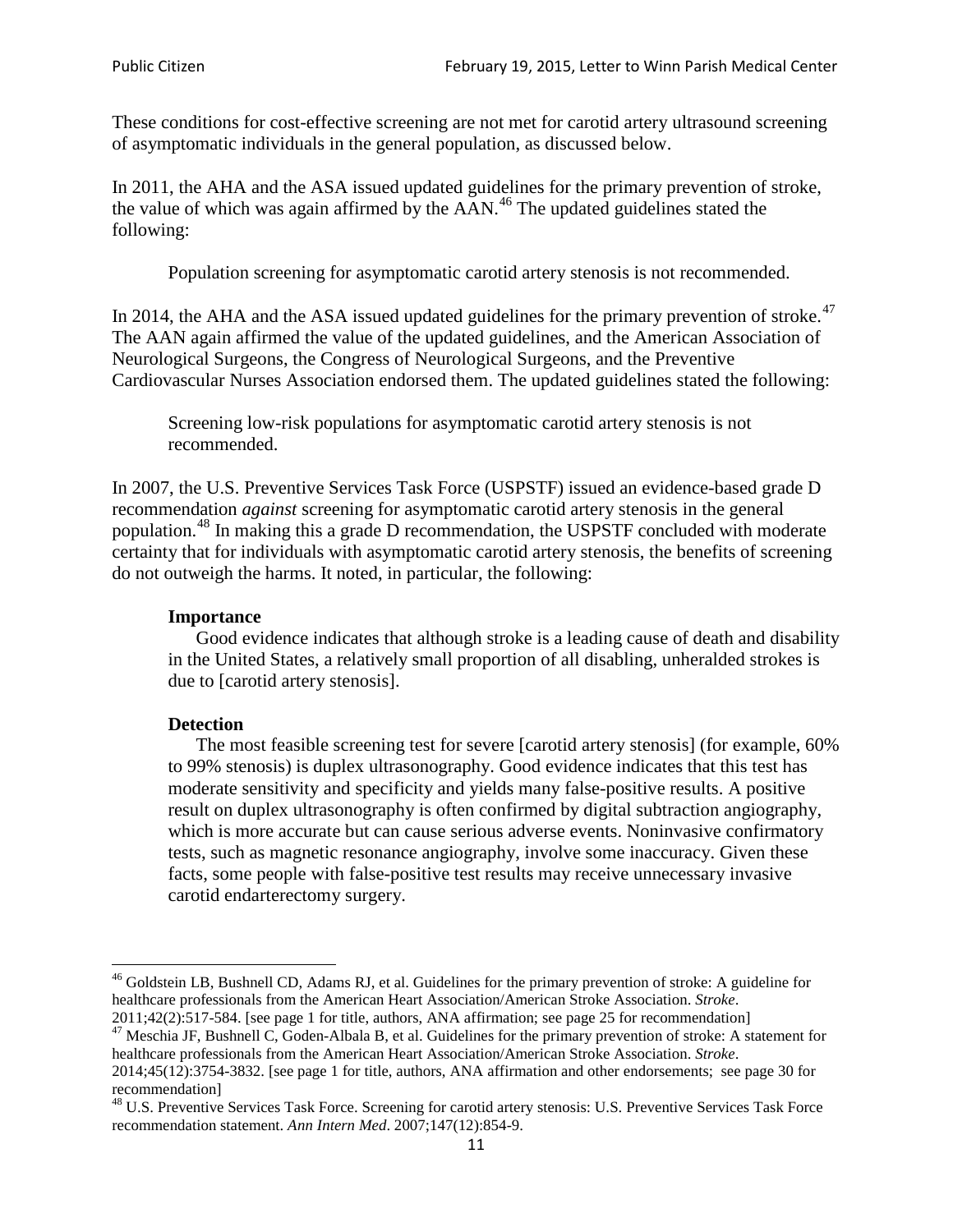These conditions for cost-effective screening are not met for carotid artery ultrasound screening of asymptomatic individuals in the general population, as discussed below.

In 2011, the AHA and the ASA issued updated guidelines for the primary prevention of stroke, the value of which was again affirmed by the AAN.[46] The updated guidelines stated the following:

> Population screening for asymptomatic carotid artery stenosis is not recommended.

In 2014, the AHA and the ASA issued updated guidelines for the primary prevention of stroke.[47] The AAN again affirmed the value of the updated guidelines, and the American Association of Neurological Surgeons, the Congress of Neurological Surgeons, and the Preventive Cardiovascular Nurses Association endorsed them. The updated guidelines stated the following:

> Screening low-risk populations for asymptomatic carotid artery stenosis is not recommended.

In 2007, the U.S. Preventive Services Task Force (USPSTF) issued an evidence-based grade D recommendation *against* screening for asymptomatic carotid artery stenosis in the general population.[48] In making this a grade D recommendation, the USPSTF concluded with moderate certainty that for individuals with asymptomatic carotid artery stenosis, the benefits of screening do not outweigh the harms. It noted, in particular, the following:

> **Importance**
>
> Good evidence indicates that although stroke is a leading cause of death and disability in the United States, a relatively small proportion of all disabling, unheralded strokes is due to [carotid artery stenosis].
>
> **Detection**
>
> The most feasible screening test for severe [carotid artery stenosis] (for example, 60% to 99% stenosis) is duplex ultrasonography. Good evidence indicates that this test has moderate sensitivity and specificity and yields many false-positive results. A positive result on duplex ultrasonography is often confirmed by digital subtraction angiography, which is more accurate but can cause serious adverse events. Noninvasive confirmatory tests, such as magnetic resonance angiography, involve some inaccuracy. Given these facts, some people with false-positive test results may receive unnecessary invasive carotid endarterectomy surgery.

---

[46] Goldstein LB, Bushnell CD, Adams RJ, et al. Guidelines for the primary prevention of stroke: A guideline for healthcare professionals from the American Heart Association/American Stroke Association. *Stroke*. 2011;42(2):517-584. [see page 1 for title, authors, ANA affirmation; see page 25 for recommendation]

[47] Meschia JF, Bushnell C, Goden-Albala B, et al. Guidelines for the primary prevention of stroke: A statement for healthcare professionals from the American Heart Association/American Stroke Association. *Stroke*. 2014;45(12):3754-3832. [see page 1 for title, authors, ANA affirmation and other endorsements; see page 30 for recommendation]

[48] U.S. Preventive Services Task Force. Screening for carotid artery stenosis: U.S. Preventive Services Task Force recommendation statement. *Ann Intern Med*. 2007;147(12):854-9.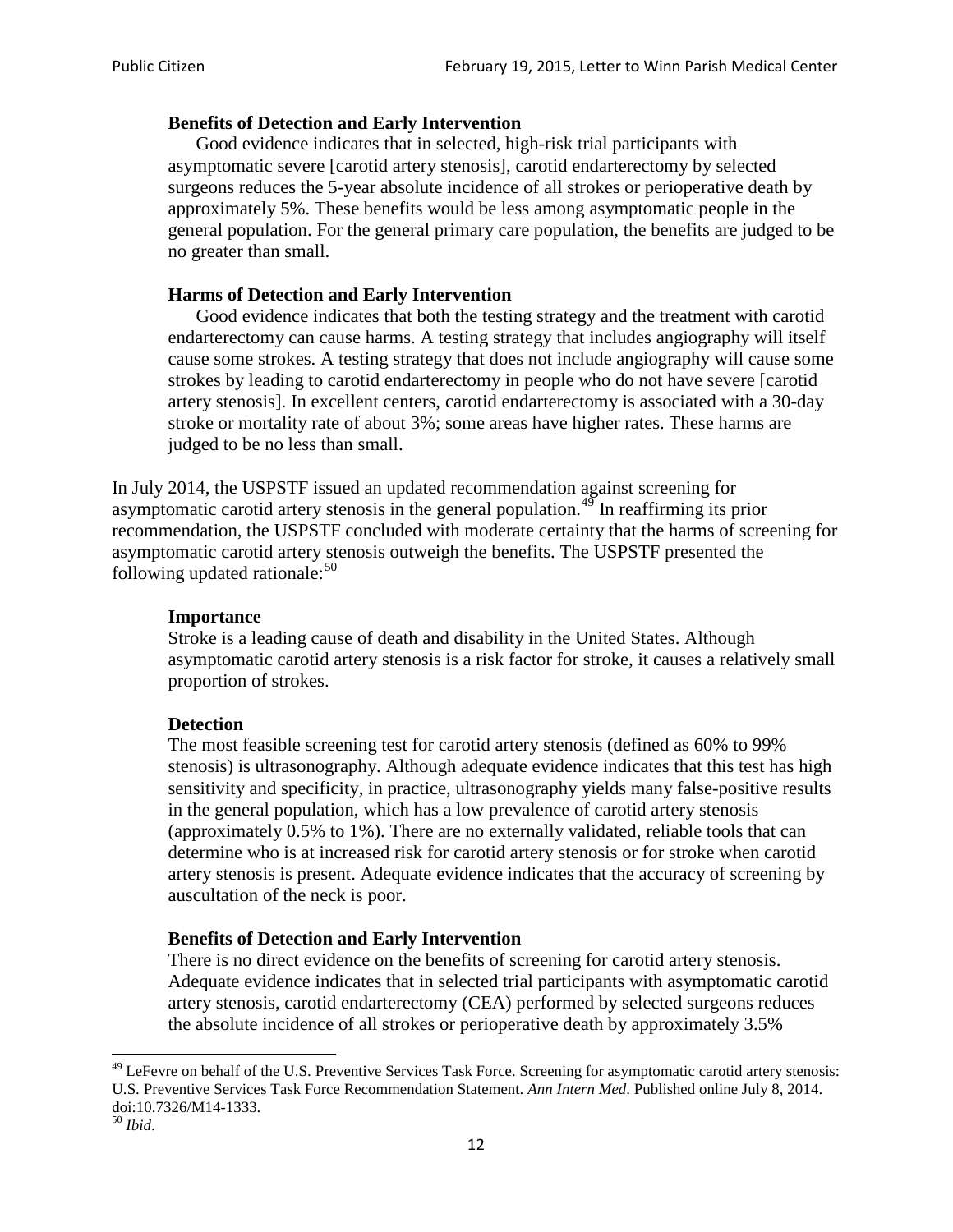**Benefits of Detection and Early Intervention**

Good evidence indicates that in selected, high-risk trial participants with asymptomatic severe [carotid artery stenosis], carotid endarterectomy by selected surgeons reduces the 5-year absolute incidence of all strokes or perioperative death by approximately 5%. These benefits would be less among asymptomatic people in the general population. For the general primary care population, the benefits are judged to be no greater than small.

**Harms of Detection and Early Intervention**

Good evidence indicates that both the testing strategy and the treatment with carotid endarterectomy can cause harms. A testing strategy that includes angiography will itself cause some strokes. A testing strategy that does not include angiography will cause some strokes by leading to carotid endarterectomy in people who do not have severe [carotid artery stenosis]. In excellent centers, carotid endarterectomy is associated with a 30-day stroke or mortality rate of about 3%; some areas have higher rates. These harms are judged to be no less than small.

In July 2014, the USPSTF issued an updated recommendation against screening for asymptomatic carotid artery stenosis in the general population.[49] In reaffirming its prior recommendation, the USPSTF concluded with moderate certainty that the harms of screening for asymptomatic carotid artery stenosis outweigh the benefits. The USPSTF presented the following updated rationale:[50]

**Importance**

Stroke is a leading cause of death and disability in the United States. Although asymptomatic carotid artery stenosis is a risk factor for stroke, it causes a relatively small proportion of strokes.

**Detection**

The most feasible screening test for carotid artery stenosis (defined as 60% to 99% stenosis) is ultrasonography. Although adequate evidence indicates that this test has high sensitivity and specificity, in practice, ultrasonography yields many false-positive results in the general population, which has a low prevalence of carotid artery stenosis (approximately 0.5% to 1%). There are no externally validated, reliable tools that can determine who is at increased risk for carotid artery stenosis or for stroke when carotid artery stenosis is present. Adequate evidence indicates that the accuracy of screening by auscultation of the neck is poor.

**Benefits of Detection and Early Intervention**

There is no direct evidence on the benefits of screening for carotid artery stenosis. Adequate evidence indicates that in selected trial participants with asymptomatic carotid artery stenosis, carotid endarterectomy (CEA) performed by selected surgeons reduces the absolute incidence of all strokes or perioperative death by approximately 3.5%

---

[49] LeFevre on behalf of the U.S. Preventive Services Task Force. Screening for asymptomatic carotid artery stenosis: U.S. Preventive Services Task Force Recommendation Statement. *Ann Intern Med*. Published online July 8, 2014. doi:10.7326/M14-1333.

[50] *Ibid*.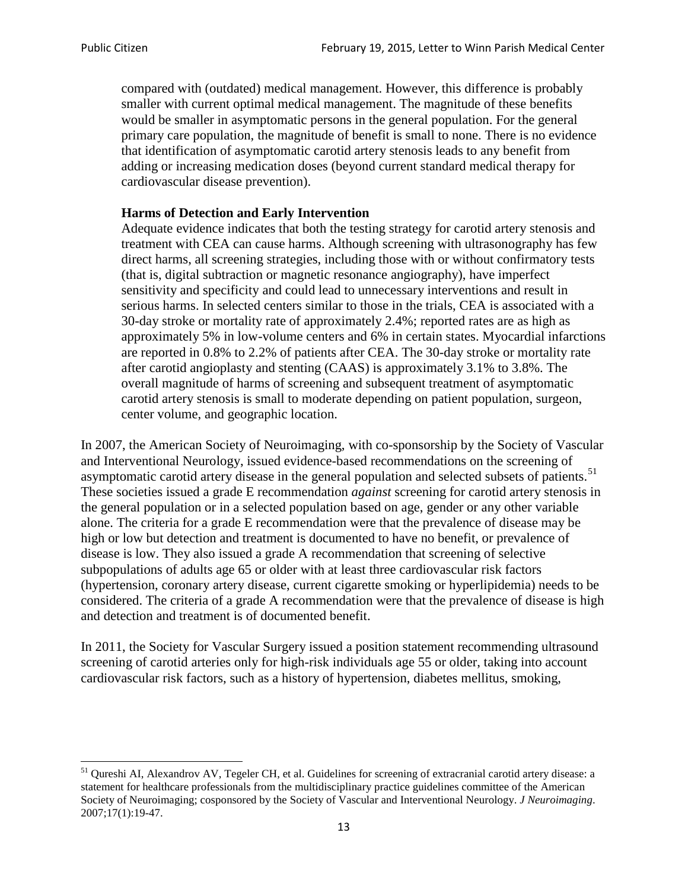compared with (outdated) medical management. However, this difference is probably smaller with current optimal medical management. The magnitude of these benefits would be smaller in asymptomatic persons in the general population. For the general primary care population, the magnitude of benefit is small to none. There is no evidence that identification of asymptomatic carotid artery stenosis leads to any benefit from adding or increasing medication doses (beyond current standard medical therapy for cardiovascular disease prevention).

> **Harms of Detection and Early Intervention**
>
> Adequate evidence indicates that both the testing strategy for carotid artery stenosis and treatment with CEA can cause harms. Although screening with ultrasonography has few direct harms, all screening strategies, including those with or without confirmatory tests (that is, digital subtraction or magnetic resonance angiography), have imperfect sensitivity and specificity and could lead to unnecessary interventions and result in serious harms. In selected centers similar to those in the trials, CEA is associated with a 30-day stroke or mortality rate of approximately 2.4%; reported rates are as high as approximately 5% in low-volume centers and 6% in certain states. Myocardial infarctions are reported in 0.8% to 2.2% of patients after CEA. The 30-day stroke or mortality rate after carotid angioplasty and stenting (CAAS) is approximately 3.1% to 3.8%. The overall magnitude of harms of screening and subsequent treatment of asymptomatic carotid artery stenosis is small to moderate depending on patient population, surgeon, center volume, and geographic location.

In 2007, the American Society of Neuroimaging, with co-sponsorship by the Society of Vascular and Interventional Neurology, issued evidence-based recommendations on the screening of asymptomatic carotid artery disease in the general population and selected subsets of patients.[51] These societies issued a grade E recommendation *against* screening for carotid artery stenosis in the general population or in a selected population based on age, gender or any other variable alone. The criteria for a grade E recommendation were that the prevalence of disease may be high or low but detection and treatment is documented to have no benefit, or prevalence of disease is low. They also issued a grade A recommendation that screening of selective subpopulations of adults age 65 or older with at least three cardiovascular risk factors (hypertension, coronary artery disease, current cigarette smoking or hyperlipidemia) needs to be considered. The criteria of a grade A recommendation were that the prevalence of disease is high and detection and treatment is of documented benefit.

In 2011, the Society for Vascular Surgery issued a position statement recommending ultrasound screening of carotid arteries only for high-risk individuals age 55 or older, taking into account cardiovascular risk factors, such as a history of hypertension, diabetes mellitus, smoking,

[51] Qureshi AI, Alexandrov AV, Tegeler CH, et al. Guidelines for screening of extracranial carotid artery disease: a statement for healthcare professionals from the multidisciplinary practice guidelines committee of the American Society of Neuroimaging; cosponsored by the Society of Vascular and Interventional Neurology. *J Neuroimaging*. 2007;17(1):19-47.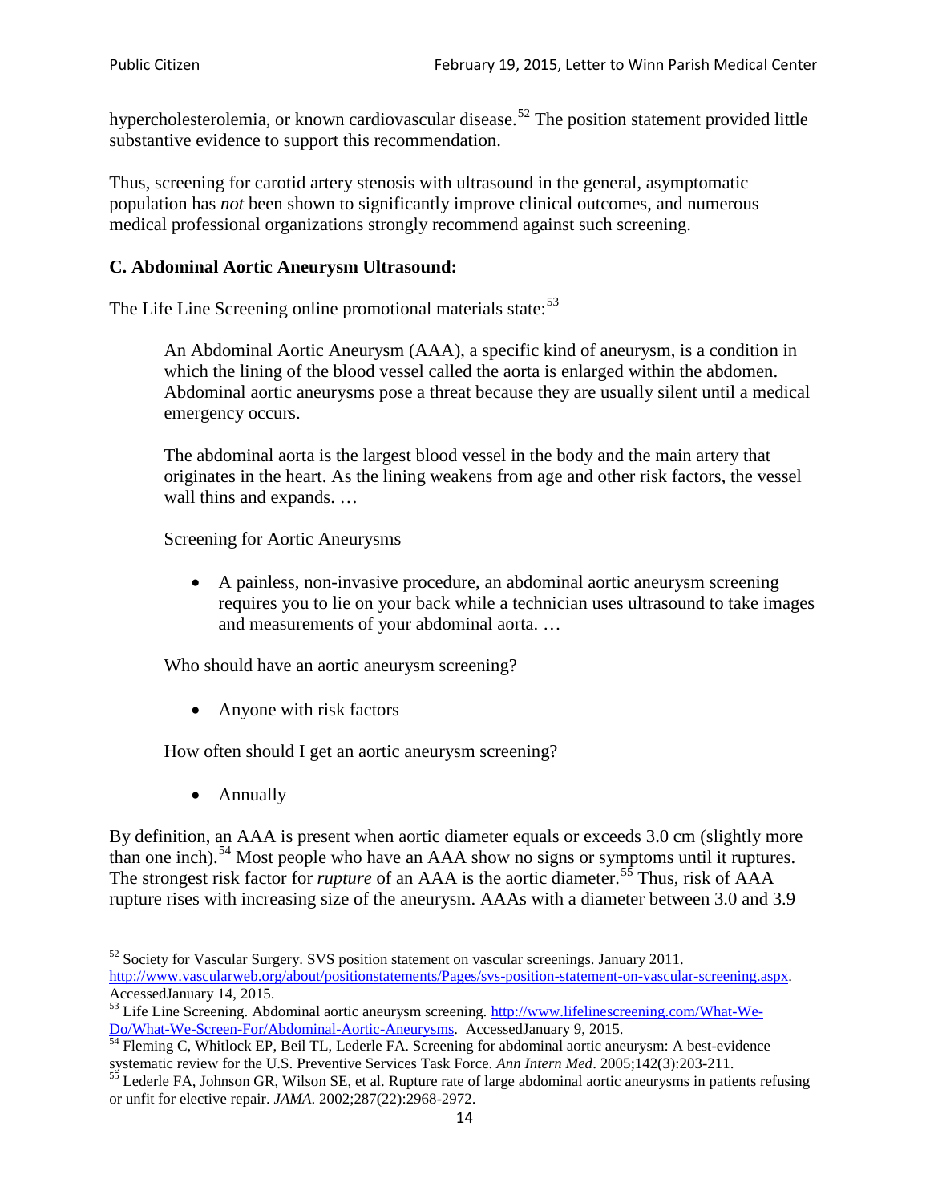hypercholesterolemia, or known cardiovascular disease.[52] The position statement provided little substantive evidence to support this recommendation.

Thus, screening for carotid artery stenosis with ultrasound in the general, asymptomatic population has *not* been shown to significantly improve clinical outcomes, and numerous medical professional organizations strongly recommend against such screening.

### C. Abdominal Aortic Aneurysm Ultrasound:

The Life Line Screening online promotional materials state:[53]

> An Abdominal Aortic Aneurysm (AAA), a specific kind of aneurysm, is a condition in which the lining of the blood vessel called the aorta is enlarged within the abdomen. Abdominal aortic aneurysms pose a threat because they are usually silent until a medical emergency occurs.
>
> The abdominal aorta is the largest blood vessel in the body and the main artery that originates in the heart. As the lining weakens from age and other risk factors, the vessel wall thins and expands. …
>
> Screening for Aortic Aneurysms
>
> - A painless, non-invasive procedure, an abdominal aortic aneurysm screening requires you to lie on your back while a technician uses ultrasound to take images and measurements of your abdominal aorta. …
>
> Who should have an aortic aneurysm screening?
>
> - Anyone with risk factors
>
> How often should I get an aortic aneurysm screening?
>
> - Annually

By definition, an AAA is present when aortic diameter equals or exceeds 3.0 cm (slightly more than one inch).[54] Most people who have an AAA show no signs or symptoms until it ruptures. The strongest risk factor for *rupture* of an AAA is the aortic diameter.[55] Thus, risk of AAA rupture rises with increasing size of the aneurysm. AAAs with a diameter between 3.0 and 3.9

---

[52] Society for Vascular Surgery. SVS position statement on vascular screenings. January 2011. http://www.vascularweb.org/about/positionstatements/Pages/svs-position-statement-on-vascular-screening.aspx. AccessedJanuary 14, 2015.

[53] Life Line Screening. Abdominal aortic aneurysm screening. http://www.lifelinescreening.com/What-We-Do/What-We-Screen-For/Abdominal-Aortic-Aneurysms. AccessedJanuary 9, 2015.

[54] Fleming C, Whitlock EP, Beil TL, Lederle FA. Screening for abdominal aortic aneurysm: A best-evidence systematic review for the U.S. Preventive Services Task Force. *Ann Intern Med*. 2005;142(3):203-211.

[55] Lederle FA, Johnson GR, Wilson SE, et al. Rupture rate of large abdominal aortic aneurysms in patients refusing or unfit for elective repair. *JAMA*. 2002;287(22):2968-2972.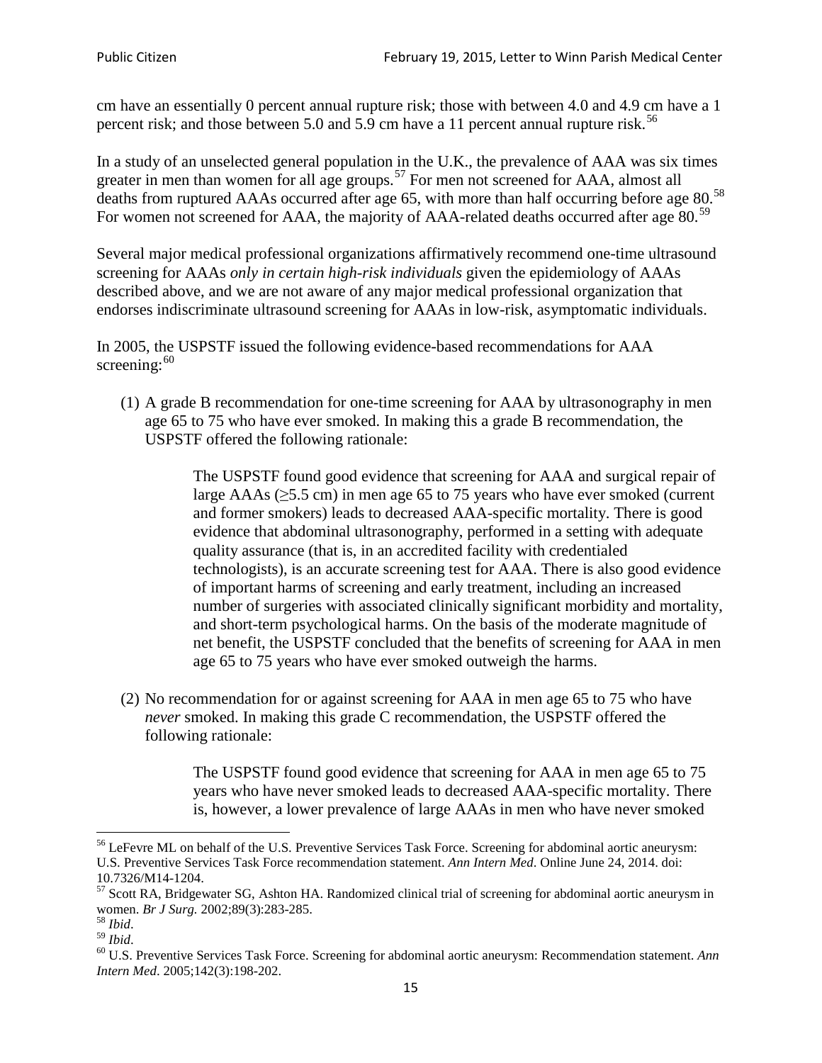cm have an essentially 0 percent annual rupture risk; those with between 4.0 and 4.9 cm have a 1 percent risk; and those between 5.0 and 5.9 cm have a 11 percent annual rupture risk.[56]

In a study of an unselected general population in the U.K., the prevalence of AAA was six times greater in men than women for all age groups.[57] For men not screened for AAA, almost all deaths from ruptured AAAs occurred after age 65, with more than half occurring before age 80.[58] For women not screened for AAA, the majority of AAA-related deaths occurred after age 80.[59]

Several major medical professional organizations affirmatively recommend one-time ultrasound screening for AAAs *only in certain high-risk individuals* given the epidemiology of AAAs described above, and we are not aware of any major medical professional organization that endorses indiscriminate ultrasound screening for AAAs in low-risk, asymptomatic individuals.

In 2005, the USPSTF issued the following evidence-based recommendations for AAA screening:[60]

(1) A grade B recommendation for one-time screening for AAA by ultrasonography in men age 65 to 75 who have ever smoked. In making this a grade B recommendation, the USPSTF offered the following rationale:

> The USPSTF found good evidence that screening for AAA and surgical repair of large AAAs ($\geq$5.5 cm) in men age 65 to 75 years who have ever smoked (current and former smokers) leads to decreased AAA-specific mortality. There is good evidence that abdominal ultrasonography, performed in a setting with adequate quality assurance (that is, in an accredited facility with credentialed technologists), is an accurate screening test for AAA. There is also good evidence of important harms of screening and early treatment, including an increased number of surgeries with associated clinically significant morbidity and mortality, and short-term psychological harms. On the basis of the moderate magnitude of net benefit, the USPSTF concluded that the benefits of screening for AAA in men age 65 to 75 years who have ever smoked outweigh the harms.

(2) No recommendation for or against screening for AAA in men age 65 to 75 who have *never* smoked. In making this grade C recommendation, the USPSTF offered the following rationale:

> The USPSTF found good evidence that screening for AAA in men age 65 to 75 years who have never smoked leads to decreased AAA-specific mortality. There is, however, a lower prevalence of large AAAs in men who have never smoked

---

[56] LeFevre ML on behalf of the U.S. Preventive Services Task Force. Screening for abdominal aortic aneurysm: U.S. Preventive Services Task Force recommendation statement. *Ann Intern Med*. Online June 24, 2014. doi: 10.7326/M14-1204.

[57] Scott RA, Bridgewater SG, Ashton HA. Randomized clinical trial of screening for abdominal aortic aneurysm in women. *Br J Surg.* 2002;89(3):283-285.

[58] *Ibid*.

[59] *Ibid*.

[60] U.S. Preventive Services Task Force. Screening for abdominal aortic aneurysm: Recommendation statement. *Ann Intern Med*. 2005;142(3):198-202.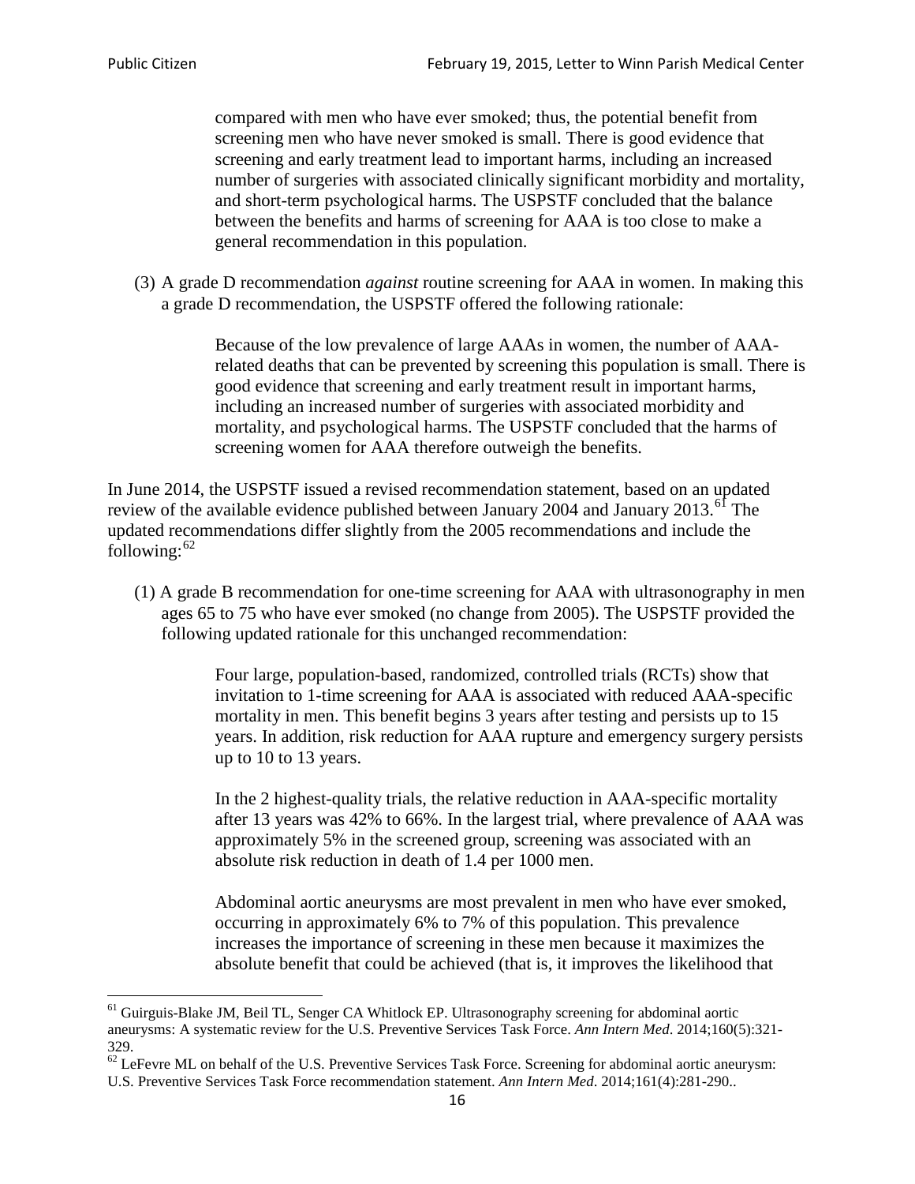> compared with men who have ever smoked; thus, the potential benefit from screening men who have never smoked is small. There is good evidence that screening and early treatment lead to important harms, including an increased number of surgeries with associated clinically significant morbidity and mortality, and short-term psychological harms. The USPSTF concluded that the balance between the benefits and harms of screening for AAA is too close to make a general recommendation in this population.

(3) A grade D recommendation *against* routine screening for AAA in women. In making this a grade D recommendation, the USPSTF offered the following rationale:

> Because of the low prevalence of large AAAs in women, the number of AAA-related deaths that can be prevented by screening this population is small. There is good evidence that screening and early treatment result in important harms, including an increased number of surgeries with associated morbidity and mortality, and psychological harms. The USPSTF concluded that the harms of screening women for AAA therefore outweigh the benefits.

In June 2014, the USPSTF issued a revised recommendation statement, based on an updated review of the available evidence published between January 2004 and January 2013.[61] The updated recommendations differ slightly from the 2005 recommendations and include the following:[62]

(1) A grade B recommendation for one-time screening for AAA with ultrasonography in men ages 65 to 75 who have ever smoked (no change from 2005). The USPSTF provided the following updated rationale for this unchanged recommendation:

> Four large, population-based, randomized, controlled trials (RCTs) show that invitation to 1-time screening for AAA is associated with reduced AAA-specific mortality in men. This benefit begins 3 years after testing and persists up to 15 years. In addition, risk reduction for AAA rupture and emergency surgery persists up to 10 to 13 years.
>
> In the 2 highest-quality trials, the relative reduction in AAA-specific mortality after 13 years was 42% to 66%. In the largest trial, where prevalence of AAA was approximately 5% in the screened group, screening was associated with an absolute risk reduction in death of 1.4 per 1000 men.
>
> Abdominal aortic aneurysms are most prevalent in men who have ever smoked, occurring in approximately 6% to 7% of this population. This prevalence increases the importance of screening in these men because it maximizes the absolute benefit that could be achieved (that is, it improves the likelihood that

---

[61] Guirguis-Blake JM, Beil TL, Senger CA Whitlock EP. Ultrasonography screening for abdominal aortic aneurysms: A systematic review for the U.S. Preventive Services Task Force. *Ann Intern Med*. 2014;160(5):321-329.

[62] LeFevre ML on behalf of the U.S. Preventive Services Task Force. Screening for abdominal aortic aneurysm: U.S. Preventive Services Task Force recommendation statement. *Ann Intern Med*. 2014;161(4):281-290..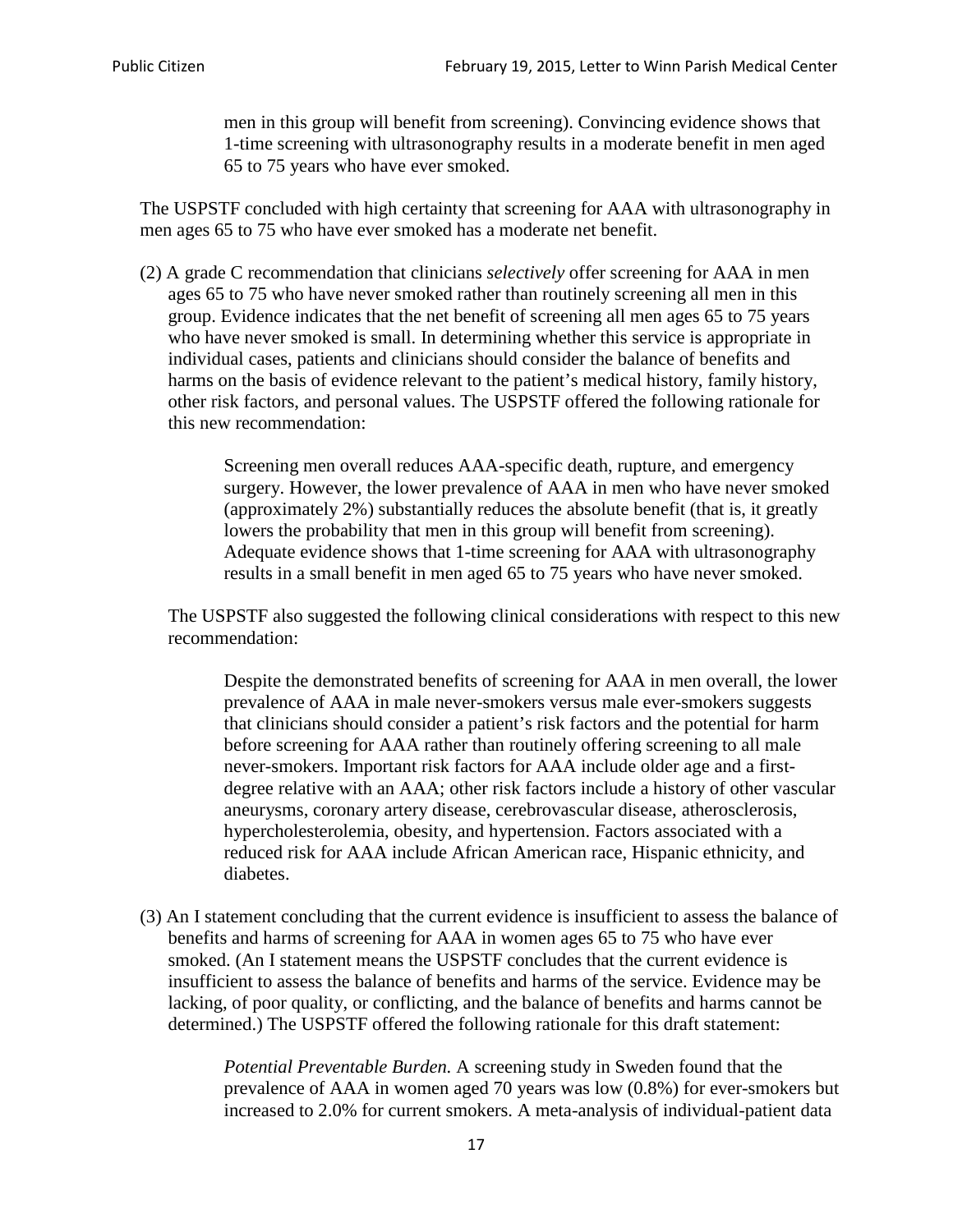> men in this group will benefit from screening). Convincing evidence shows that 1-time screening with ultrasonography results in a moderate benefit in men aged 65 to 75 years who have ever smoked.

The USPSTF concluded with high certainty that screening for AAA with ultrasonography in men ages 65 to 75 who have ever smoked has a moderate net benefit.

(2) A grade C recommendation that clinicians *selectively* offer screening for AAA in men ages 65 to 75 who have never smoked rather than routinely screening all men in this group. Evidence indicates that the net benefit of screening all men ages 65 to 75 years who have never smoked is small. In determining whether this service is appropriate in individual cases, patients and clinicians should consider the balance of benefits and harms on the basis of evidence relevant to the patient's medical history, family history, other risk factors, and personal values. The USPSTF offered the following rationale for this new recommendation:

> Screening men overall reduces AAA-specific death, rupture, and emergency surgery. However, the lower prevalence of AAA in men who have never smoked (approximately 2%) substantially reduces the absolute benefit (that is, it greatly lowers the probability that men in this group will benefit from screening). Adequate evidence shows that 1-time screening for AAA with ultrasonography results in a small benefit in men aged 65 to 75 years who have never smoked.

The USPSTF also suggested the following clinical considerations with respect to this new recommendation:

> Despite the demonstrated benefits of screening for AAA in men overall, the lower prevalence of AAA in male never-smokers versus male ever-smokers suggests that clinicians should consider a patient's risk factors and the potential for harm before screening for AAA rather than routinely offering screening to all male never-smokers. Important risk factors for AAA include older age and a first-degree relative with an AAA; other risk factors include a history of other vascular aneurysms, coronary artery disease, cerebrovascular disease, atherosclerosis, hypercholesterolemia, obesity, and hypertension. Factors associated with a reduced risk for AAA include African American race, Hispanic ethnicity, and diabetes.

(3) An I statement concluding that the current evidence is insufficient to assess the balance of benefits and harms of screening for AAA in women ages 65 to 75 who have ever smoked. (An I statement means the USPSTF concludes that the current evidence is insufficient to assess the balance of benefits and harms of the service. Evidence may be lacking, of poor quality, or conflicting, and the balance of benefits and harms cannot be determined.) The USPSTF offered the following rationale for this draft statement:

> *Potential Preventable Burden.* A screening study in Sweden found that the prevalence of AAA in women aged 70 years was low (0.8%) for ever-smokers but increased to 2.0% for current smokers. A meta-analysis of individual-patient data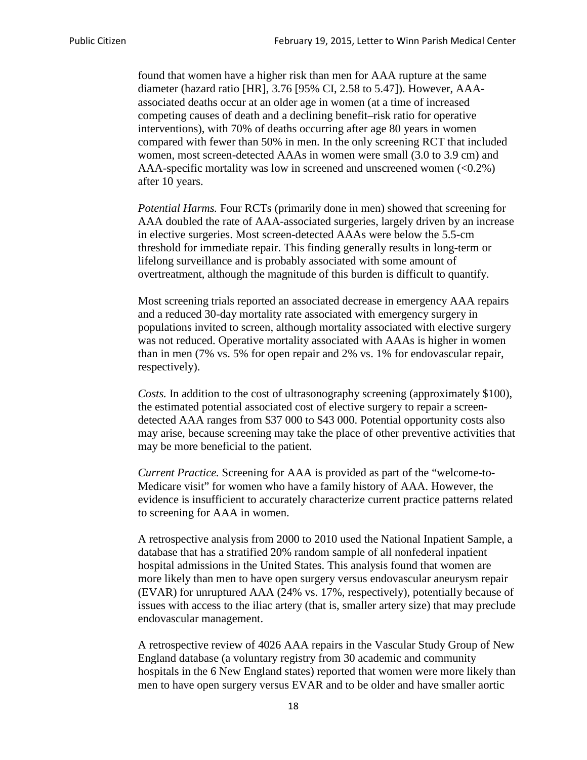found that women have a higher risk than men for AAA rupture at the same diameter (hazard ratio [HR], 3.76 [95% CI, 2.58 to 5.47]). However, AAA-associated deaths occur at an older age in women (at a time of increased competing causes of death and a declining benefit–risk ratio for operative interventions), with 70% of deaths occurring after age 80 years in women compared with fewer than 50% in men. In the only screening RCT that included women, most screen-detected AAAs in women were small (3.0 to 3.9 cm) and AAA-specific mortality was low in screened and unscreened women (<0.2%) after 10 years.

*Potential Harms.* Four RCTs (primarily done in men) showed that screening for AAA doubled the rate of AAA-associated surgeries, largely driven by an increase in elective surgeries. Most screen-detected AAAs were below the 5.5-cm threshold for immediate repair. This finding generally results in long-term or lifelong surveillance and is probably associated with some amount of overtreatment, although the magnitude of this burden is difficult to quantify.

Most screening trials reported an associated decrease in emergency AAA repairs and a reduced 30-day mortality rate associated with emergency surgery in populations invited to screen, although mortality associated with elective surgery was not reduced. Operative mortality associated with AAAs is higher in women than in men (7% vs. 5% for open repair and 2% vs. 1% for endovascular repair, respectively).

*Costs.* In addition to the cost of ultrasonography screening (approximately $100), the estimated potential associated cost of elective surgery to repair a screen-detected AAA ranges from $37 000 to $43 000. Potential opportunity costs also may arise, because screening may take the place of other preventive activities that may be more beneficial to the patient.

*Current Practice.* Screening for AAA is provided as part of the "welcome-to-Medicare visit" for women who have a family history of AAA. However, the evidence is insufficient to accurately characterize current practice patterns related to screening for AAA in women.

A retrospective analysis from 2000 to 2010 used the National Inpatient Sample, a database that has a stratified 20% random sample of all nonfederal inpatient hospital admissions in the United States. This analysis found that women are more likely than men to have open surgery versus endovascular aneurysm repair (EVAR) for unruptured AAA (24% vs. 17%, respectively), potentially because of issues with access to the iliac artery (that is, smaller artery size) that may preclude endovascular management.

A retrospective review of 4026 AAA repairs in the Vascular Study Group of New England database (a voluntary registry from 30 academic and community hospitals in the 6 New England states) reported that women were more likely than men to have open surgery versus EVAR and to be older and have smaller aortic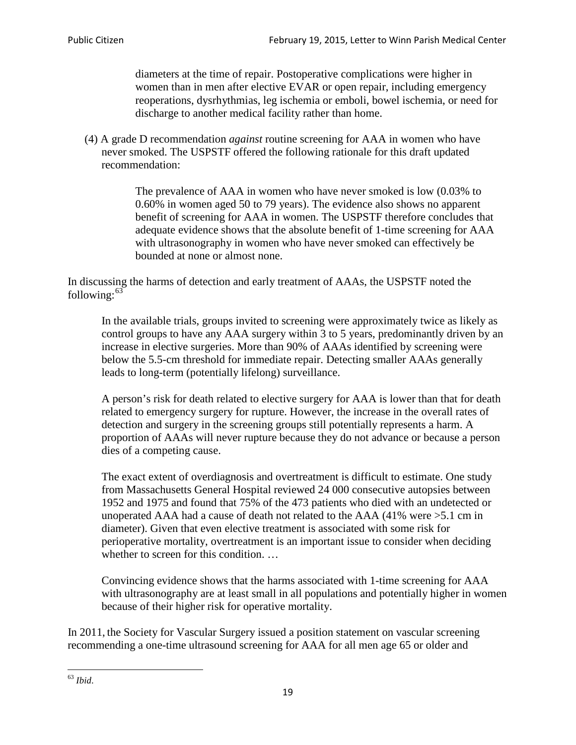> diameters at the time of repair. Postoperative complications were higher in women than in men after elective EVAR or open repair, including emergency reoperations, dysrhythmias, leg ischemia or emboli, bowel ischemia, or need for discharge to another medical facility rather than home.

(4) A grade D recommendation *against* routine screening for AAA in women who have never smoked. The USPSTF offered the following rationale for this draft updated recommendation:

> The prevalence of AAA in women who have never smoked is low (0.03% to 0.60% in women aged 50 to 79 years). The evidence also shows no apparent benefit of screening for AAA in women. The USPSTF therefore concludes that adequate evidence shows that the absolute benefit of 1-time screening for AAA with ultrasonography in women who have never smoked can effectively be bounded at none or almost none.

In discussing the harms of detection and early treatment of AAAs, the USPSTF noted the following:[63]

> In the available trials, groups invited to screening were approximately twice as likely as control groups to have any AAA surgery within 3 to 5 years, predominantly driven by an increase in elective surgeries. More than 90% of AAAs identified by screening were below the 5.5-cm threshold for immediate repair. Detecting smaller AAAs generally leads to long-term (potentially lifelong) surveillance.
>
> A person's risk for death related to elective surgery for AAA is lower than that for death related to emergency surgery for rupture. However, the increase in the overall rates of detection and surgery in the screening groups still potentially represents a harm. A proportion of AAAs will never rupture because they do not advance or because a person dies of a competing cause.
>
> The exact extent of overdiagnosis and overtreatment is difficult to estimate. One study from Massachusetts General Hospital reviewed 24 000 consecutive autopsies between 1952 and 1975 and found that 75% of the 473 patients who died with an undetected or unoperated AAA had a cause of death not related to the AAA (41% were >5.1 cm in diameter). Given that even elective treatment is associated with some risk for perioperative mortality, overtreatment is an important issue to consider when deciding whether to screen for this condition. …
>
> Convincing evidence shows that the harms associated with 1-time screening for AAA with ultrasonography are at least small in all populations and potentially higher in women because of their higher risk for operative mortality.

In 2011, the Society for Vascular Surgery issued a position statement on vascular screening recommending a one-time ultrasound screening for AAA for all men age 65 or older and

---

[63] *Ibid*.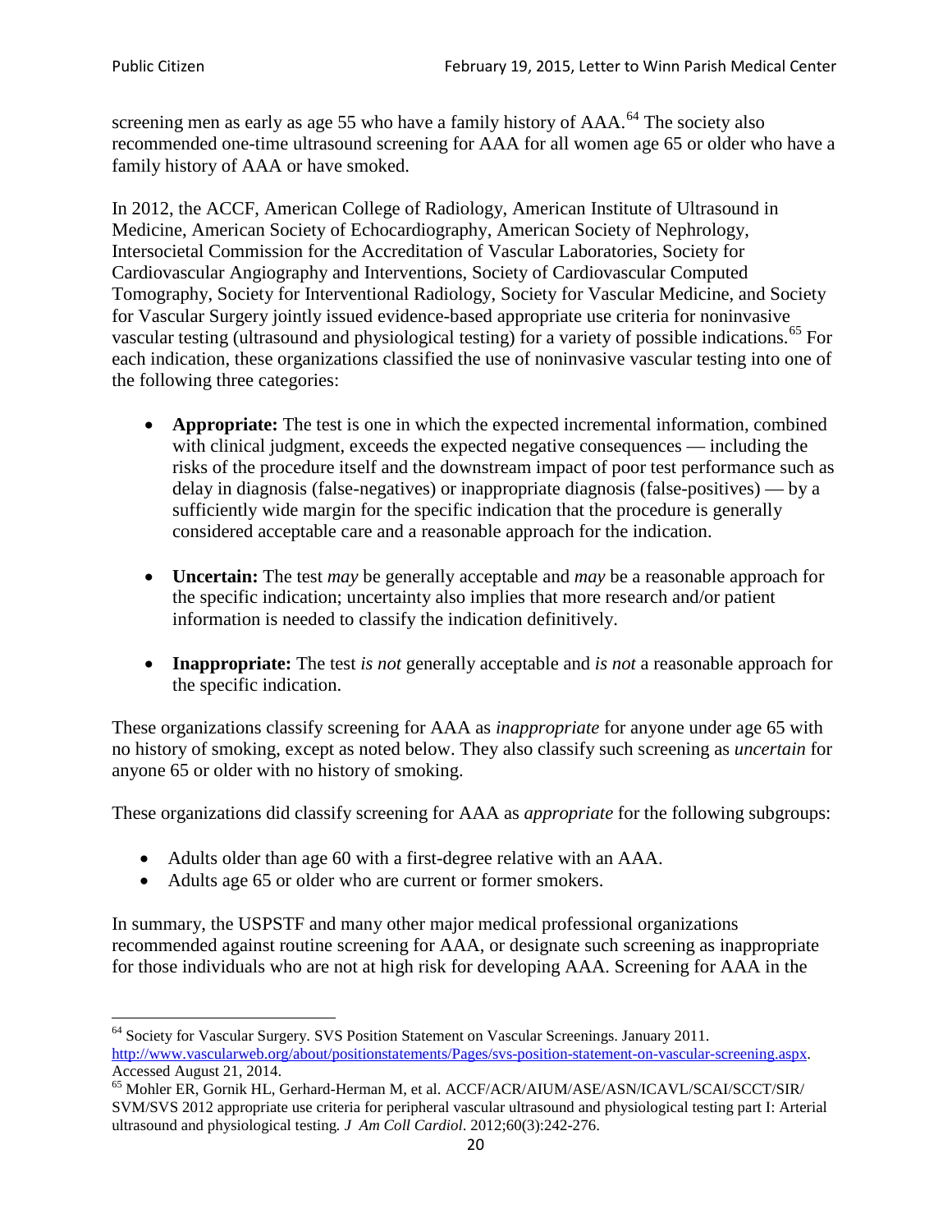screening men as early as age 55 who have a family history of AAA.[64] The society also recommended one-time ultrasound screening for AAA for all women age 65 or older who have a family history of AAA or have smoked.

In 2012, the ACCF, American College of Radiology, American Institute of Ultrasound in Medicine, American Society of Echocardiography, American Society of Nephrology, Intersocietal Commission for the Accreditation of Vascular Laboratories, Society for Cardiovascular Angiography and Interventions, Society of Cardiovascular Computed Tomography, Society for Interventional Radiology, Society for Vascular Medicine, and Society for Vascular Surgery jointly issued evidence-based appropriate use criteria for noninvasive vascular testing (ultrasound and physiological testing) for a variety of possible indications.[65] For each indication, these organizations classified the use of noninvasive vascular testing into one of the following three categories:

- **Appropriate:** The test is one in which the expected incremental information, combined with clinical judgment, exceeds the expected negative consequences — including the risks of the procedure itself and the downstream impact of poor test performance such as delay in diagnosis (false-negatives) or inappropriate diagnosis (false-positives) — by a sufficiently wide margin for the specific indication that the procedure is generally considered acceptable care and a reasonable approach for the indication.

- **Uncertain:** The test *may* be generally acceptable and *may* be a reasonable approach for the specific indication; uncertainty also implies that more research and/or patient information is needed to classify the indication definitively.

- **Inappropriate:** The test *is not* generally acceptable and *is not* a reasonable approach for the specific indication.

These organizations classify screening for AAA as *inappropriate* for anyone under age 65 with no history of smoking, except as noted below. They also classify such screening as *uncertain* for anyone 65 or older with no history of smoking.

These organizations did classify screening for AAA as *appropriate* for the following subgroups:

- Adults older than age 60 with a first-degree relative with an AAA.
- Adults age 65 or older who are current or former smokers.

In summary, the USPSTF and many other major medical professional organizations recommended against routine screening for AAA, or designate such screening as inappropriate for those individuals who are not at high risk for developing AAA. Screening for AAA in the

---

[64] Society for Vascular Surgery. SVS Position Statement on Vascular Screenings. January 2011. http://www.vascularweb.org/about/positionstatements/Pages/svs-position-statement-on-vascular-screening.aspx. Accessed August 21, 2014.

[65] Mohler ER, Gornik HL, Gerhard-Herman M, et al. ACCF/ACR/AIUM/ASE/ASN/ICAVL/SCAI/SCCT/SIR/SVM/SVS 2012 appropriate use criteria for peripheral vascular ultrasound and physiological testing part I: Arterial ultrasound and physiological testing. *J Am Coll Cardiol*. 2012;60(3):242-276.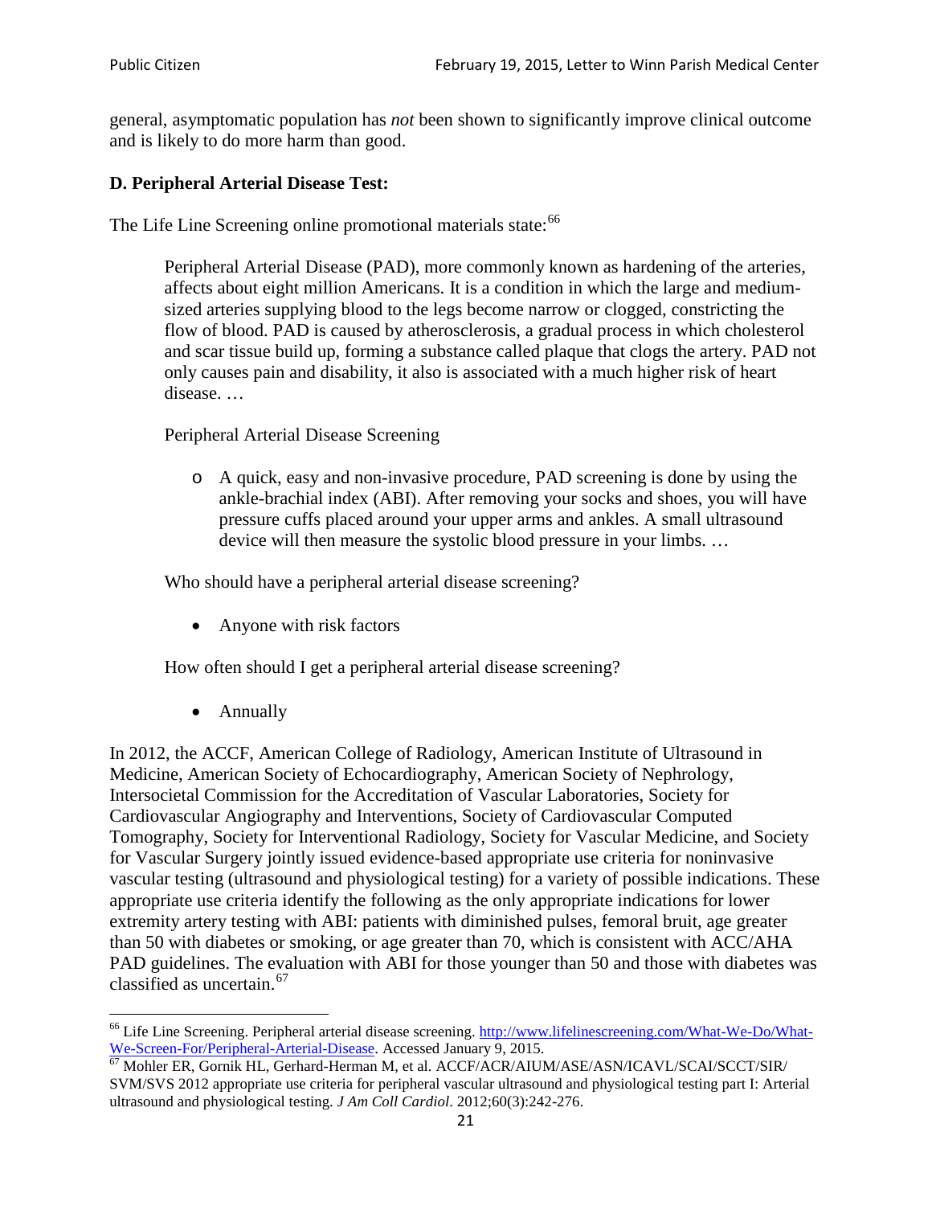general, asymptomatic population has *not* been shown to significantly improve clinical outcome and is likely to do more harm than good.

### D. Peripheral Arterial Disease Test:

The Life Line Screening online promotional materials state:[66]

> Peripheral Arterial Disease (PAD), more commonly known as hardening of the arteries, affects about eight million Americans. It is a condition in which the large and medium-sized arteries supplying blood to the legs become narrow or clogged, constricting the flow of blood. PAD is caused by atherosclerosis, a gradual process in which cholesterol and scar tissue build up, forming a substance called plaque that clogs the artery. PAD not only causes pain and disability, it also is associated with a much higher risk of heart disease. …
>
> Peripheral Arterial Disease Screening
>
> - A quick, easy and non-invasive procedure, PAD screening is done by using the ankle-brachial index (ABI). After removing your socks and shoes, you will have pressure cuffs placed around your upper arms and ankles. A small ultrasound device will then measure the systolic blood pressure in your limbs. …
>
> Who should have a peripheral arterial disease screening?
>
> - Anyone with risk factors
>
> How often should I get a peripheral arterial disease screening?
>
> - Annually

In 2012, the ACCF, American College of Radiology, American Institute of Ultrasound in Medicine, American Society of Echocardiography, American Society of Nephrology, Intersocietal Commission for the Accreditation of Vascular Laboratories, Society for Cardiovascular Angiography and Interventions, Society of Cardiovascular Computed Tomography, Society for Interventional Radiology, Society for Vascular Medicine, and Society for Vascular Surgery jointly issued evidence-based appropriate use criteria for noninvasive vascular testing (ultrasound and physiological testing) for a variety of possible indications. These appropriate use criteria identify the following as the only appropriate indications for lower extremity artery testing with ABI: patients with diminished pulses, femoral bruit, age greater than 50 with diabetes or smoking, or age greater than 70, which is consistent with ACC/AHA PAD guidelines. The evaluation with ABI for those younger than 50 and those with diabetes was classified as uncertain.[67]

---

[66] Life Line Screening. Peripheral arterial disease screening. http://www.lifelinescreening.com/What-We-Do/What-We-Screen-For/Peripheral-Arterial-Disease. Accessed January 9, 2015.

[67] Mohler ER, Gornik HL, Gerhard-Herman M, et al. ACCF/ACR/AIUM/ASE/ASN/ICAVL/SCAI/SCCT/SIR/SVM/SVS 2012 appropriate use criteria for peripheral vascular ultrasound and physiological testing part I: Arterial ultrasound and physiological testing. *J Am Coll Cardiol*. 2012;60(3):242-276.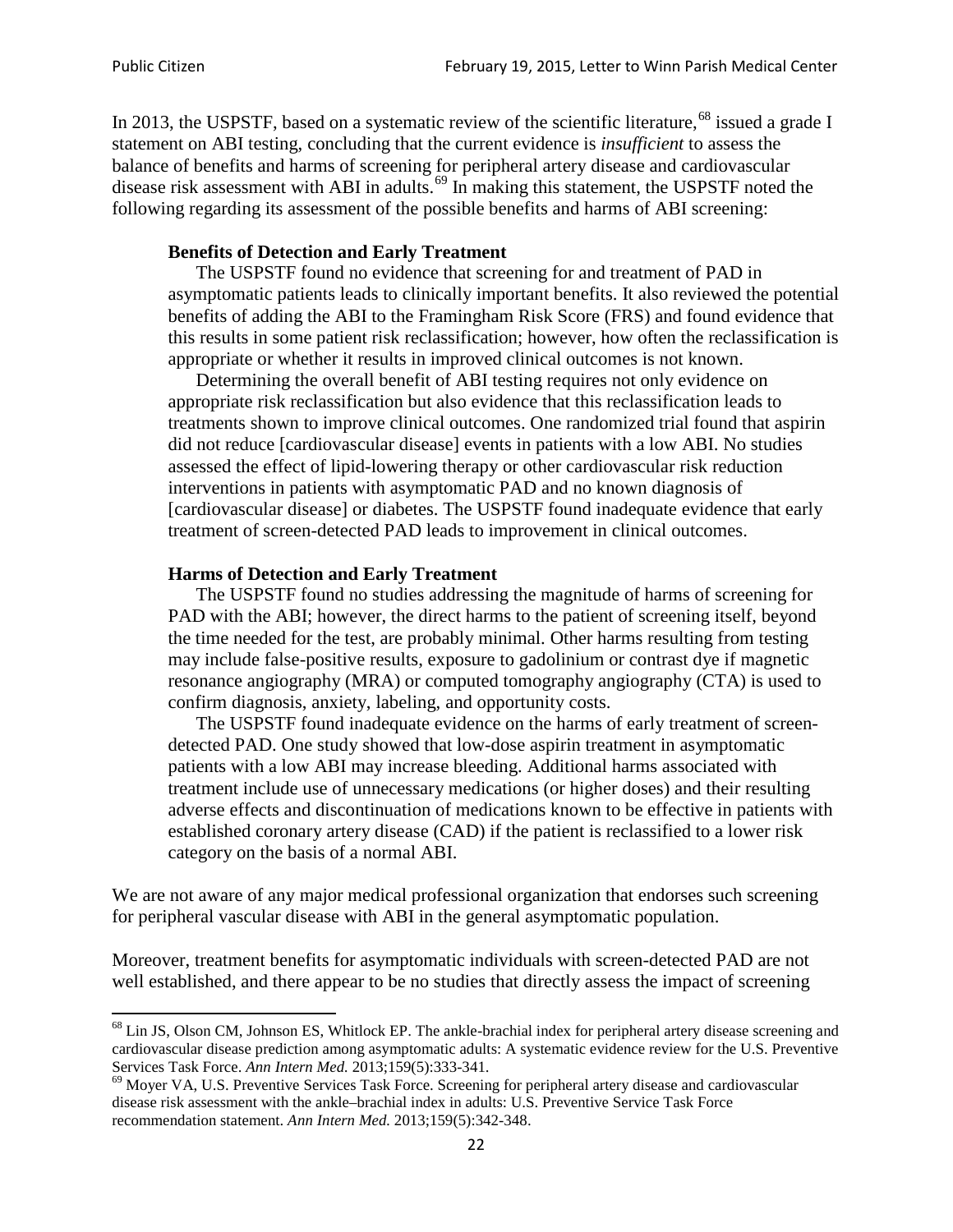In 2013, the USPSTF, based on a systematic review of the scientific literature,[68] issued a grade I statement on ABI testing, concluding that the current evidence is *insufficient* to assess the balance of benefits and harms of screening for peripheral artery disease and cardiovascular disease risk assessment with ABI in adults.[69] In making this statement, the USPSTF noted the following regarding its assessment of the possible benefits and harms of ABI screening:

> **Benefits of Detection and Early Treatment**
>
> The USPSTF found no evidence that screening for and treatment of PAD in asymptomatic patients leads to clinically important benefits. It also reviewed the potential benefits of adding the ABI to the Framingham Risk Score (FRS) and found evidence that this results in some patient risk reclassification; however, how often the reclassification is appropriate or whether it results in improved clinical outcomes is not known.
>
> Determining the overall benefit of ABI testing requires not only evidence on appropriate risk reclassification but also evidence that this reclassification leads to treatments shown to improve clinical outcomes. One randomized trial found that aspirin did not reduce [cardiovascular disease] events in patients with a low ABI. No studies assessed the effect of lipid-lowering therapy or other cardiovascular risk reduction interventions in patients with asymptomatic PAD and no known diagnosis of [cardiovascular disease] or diabetes. The USPSTF found inadequate evidence that early treatment of screen-detected PAD leads to improvement in clinical outcomes.
>
> **Harms of Detection and Early Treatment**
>
> The USPSTF found no studies addressing the magnitude of harms of screening for PAD with the ABI; however, the direct harms to the patient of screening itself, beyond the time needed for the test, are probably minimal. Other harms resulting from testing may include false-positive results, exposure to gadolinium or contrast dye if magnetic resonance angiography (MRA) or computed tomography angiography (CTA) is used to confirm diagnosis, anxiety, labeling, and opportunity costs.
>
> The USPSTF found inadequate evidence on the harms of early treatment of screen-detected PAD. One study showed that low-dose aspirin treatment in asymptomatic patients with a low ABI may increase bleeding. Additional harms associated with treatment include use of unnecessary medications (or higher doses) and their resulting adverse effects and discontinuation of medications known to be effective in patients with established coronary artery disease (CAD) if the patient is reclassified to a lower risk category on the basis of a normal ABI.

We are not aware of any major medical professional organization that endorses such screening for peripheral vascular disease with ABI in the general asymptomatic population.

Moreover, treatment benefits for asymptomatic individuals with screen-detected PAD are not well established, and there appear to be no studies that directly assess the impact of screening

---

[68] Lin JS, Olson CM, Johnson ES, Whitlock EP. The ankle-brachial index for peripheral artery disease screening and cardiovascular disease prediction among asymptomatic adults: A systematic evidence review for the U.S. Preventive Services Task Force. *Ann Intern Med.* 2013;159(5):333-341.

[69] Moyer VA, U.S. Preventive Services Task Force. Screening for peripheral artery disease and cardiovascular disease risk assessment with the ankle–brachial index in adults: U.S. Preventive Service Task Force recommendation statement. *Ann Intern Med.* 2013;159(5):342-348.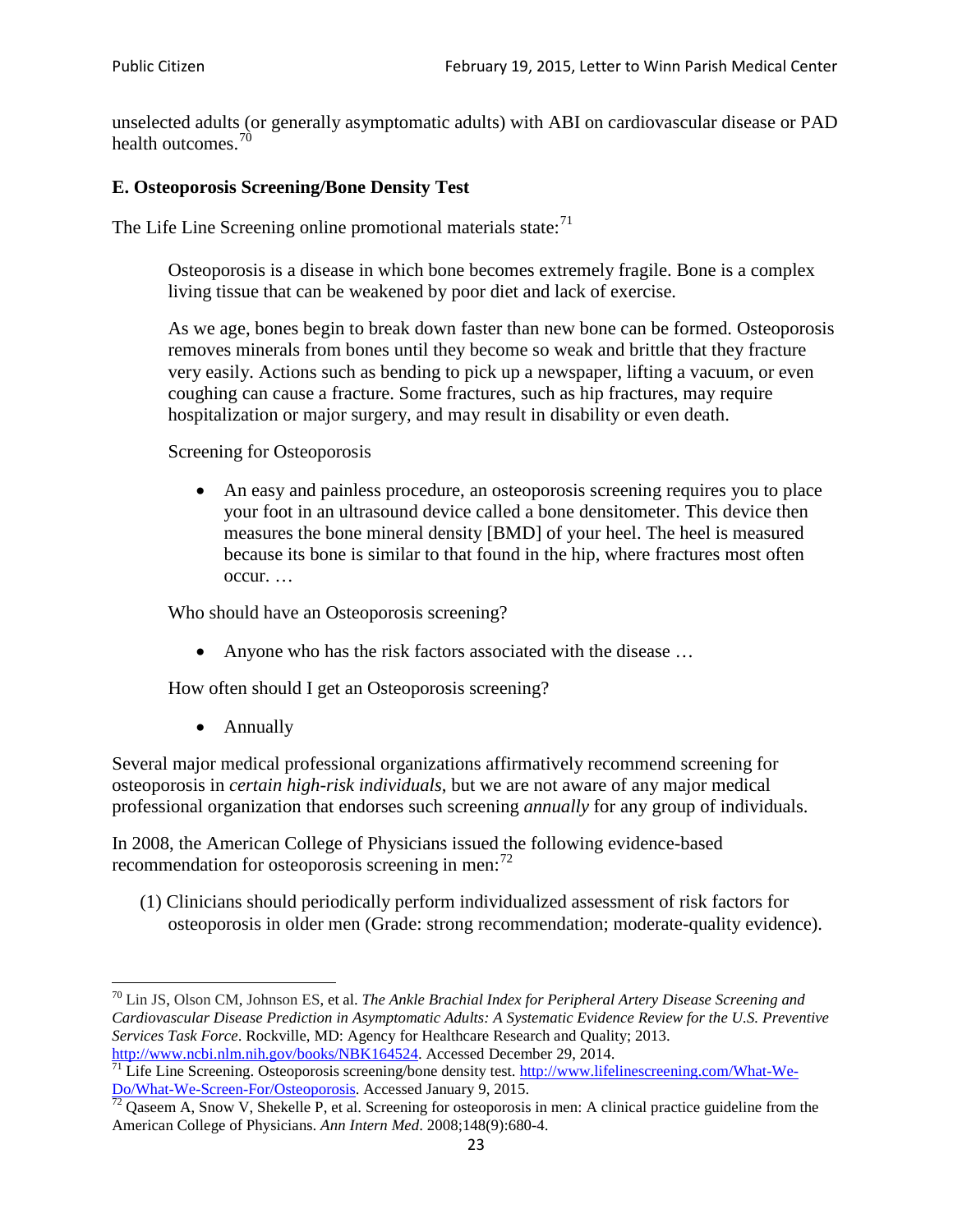unselected adults (or generally asymptomatic adults) with ABI on cardiovascular disease or PAD health outcomes.[70]

### E. Osteoporosis Screening/Bone Density Test

The Life Line Screening online promotional materials state:[71]

> Osteoporosis is a disease in which bone becomes extremely fragile. Bone is a complex living tissue that can be weakened by poor diet and lack of exercise.
>
> As we age, bones begin to break down faster than new bone can be formed. Osteoporosis removes minerals from bones until they become so weak and brittle that they fracture very easily. Actions such as bending to pick up a newspaper, lifting a vacuum, or even coughing can cause a fracture. Some fractures, such as hip fractures, may require hospitalization or major surgery, and may result in disability or even death.
>
> Screening for Osteoporosis
>
> - An easy and painless procedure, an osteoporosis screening requires you to place your foot in an ultrasound device called a bone densitometer. This device then measures the bone mineral density [BMD] of your heel. The heel is measured because its bone is similar to that found in the hip, where fractures most often occur. …
>
> Who should have an Osteoporosis screening?
>
> - Anyone who has the risk factors associated with the disease …
>
> How often should I get an Osteoporosis screening?
>
> - Annually

Several major medical professional organizations affirmatively recommend screening for osteoporosis in *certain high-risk individuals*, but we are not aware of any major medical professional organization that endorses such screening *annually* for any group of individuals.

In 2008, the American College of Physicians issued the following evidence-based recommendation for osteoporosis screening in men:[72]

(1) Clinicians should periodically perform individualized assessment of risk factors for osteoporosis in older men (Grade: strong recommendation; moderate-quality evidence).

---

[70] Lin JS, Olson CM, Johnson ES, et al. *The Ankle Brachial Index for Peripheral Artery Disease Screening and Cardiovascular Disease Prediction in Asymptomatic Adults: A Systematic Evidence Review for the U.S. Preventive Services Task Force*. Rockville, MD: Agency for Healthcare Research and Quality; 2013. http://www.ncbi.nlm.nih.gov/books/NBK164524. Accessed December 29, 2014.

[71] Life Line Screening. Osteoporosis screening/bone density test. http://www.lifelinescreening.com/What-We-Do/What-We-Screen-For/Osteoporosis. Accessed January 9, 2015.

[72] Qaseem A, Snow V, Shekelle P, et al. Screening for osteoporosis in men: A clinical practice guideline from the American College of Physicians. *Ann Intern Med*. 2008;148(9):680-4.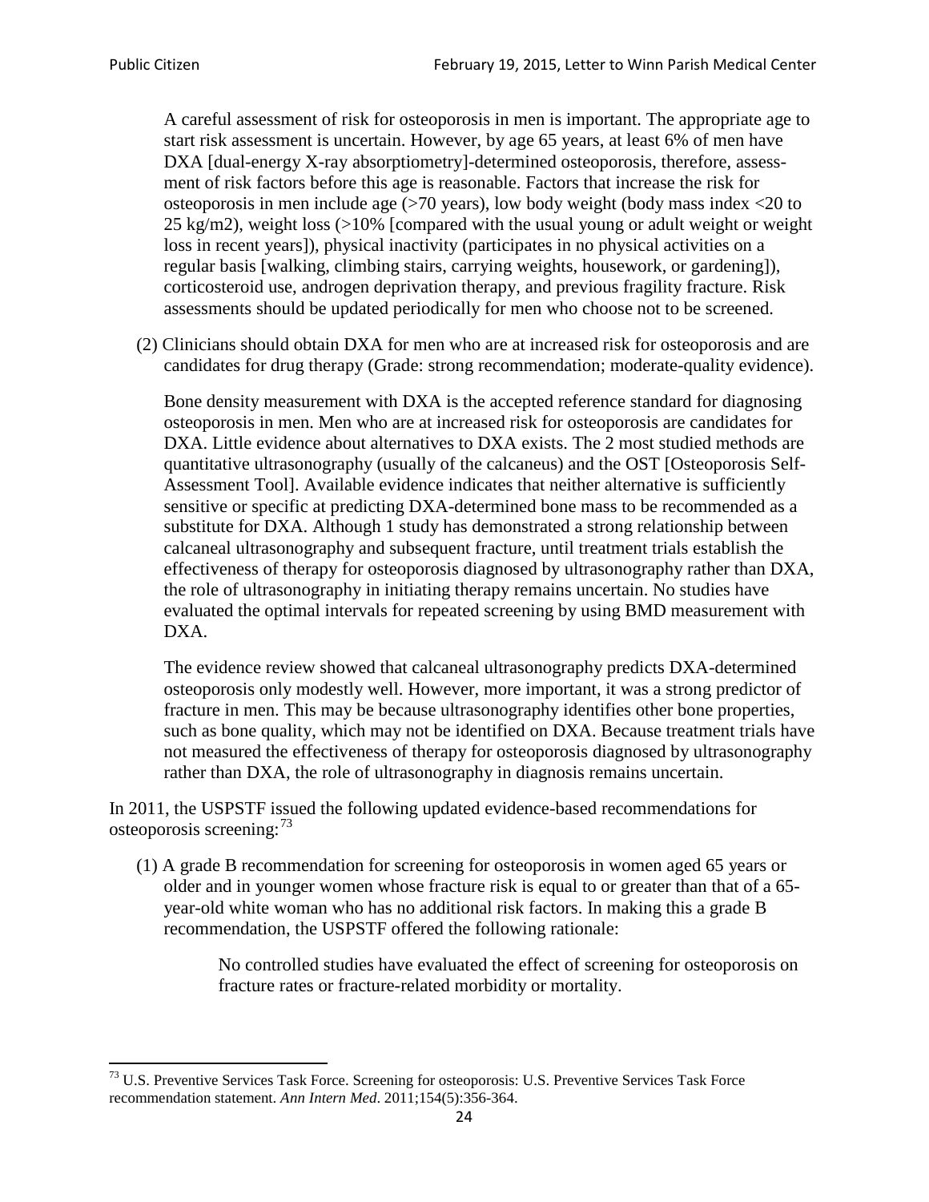A careful assessment of risk for osteoporosis in men is important. The appropriate age to start risk assessment is uncertain. However, by age 65 years, at least 6% of men have DXA [dual-energy X-ray absorptiometry]-determined osteoporosis, therefore, assessment of risk factors before this age is reasonable. Factors that increase the risk for osteoporosis in men include age (>70 years), low body weight (body mass index <20 to 25 kg/m2), weight loss (>10% [compared with the usual young or adult weight or weight loss in recent years]), physical inactivity (participates in no physical activities on a regular basis [walking, climbing stairs, carrying weights, housework, or gardening]), corticosteroid use, androgen deprivation therapy, and previous fragility fracture. Risk assessments should be updated periodically for men who choose not to be screened.

(2) Clinicians should obtain DXA for men who are at increased risk for osteoporosis and are candidates for drug therapy (Grade: strong recommendation; moderate-quality evidence).

Bone density measurement with DXA is the accepted reference standard for diagnosing osteoporosis in men. Men who are at increased risk for osteoporosis are candidates for DXA. Little evidence about alternatives to DXA exists. The 2 most studied methods are quantitative ultrasonography (usually of the calcaneus) and the OST [Osteoporosis Self-Assessment Tool]. Available evidence indicates that neither alternative is sufficiently sensitive or specific at predicting DXA-determined bone mass to be recommended as a substitute for DXA. Although 1 study has demonstrated a strong relationship between calcaneal ultrasonography and subsequent fracture, until treatment trials establish the effectiveness of therapy for osteoporosis diagnosed by ultrasonography rather than DXA, the role of ultrasonography in initiating therapy remains uncertain. No studies have evaluated the optimal intervals for repeated screening by using BMD measurement with DXA.

The evidence review showed that calcaneal ultrasonography predicts DXA-determined osteoporosis only modestly well. However, more important, it was a strong predictor of fracture in men. This may be because ultrasonography identifies other bone properties, such as bone quality, which may not be identified on DXA. Because treatment trials have not measured the effectiveness of therapy for osteoporosis diagnosed by ultrasonography rather than DXA, the role of ultrasonography in diagnosis remains uncertain.

In 2011, the USPSTF issued the following updated evidence-based recommendations for osteoporosis screening:[73]

(1) A grade B recommendation for screening for osteoporosis in women aged 65 years or older and in younger women whose fracture risk is equal to or greater than that of a 65-year-old white woman who has no additional risk factors. In making this a grade B recommendation, the USPSTF offered the following rationale:

> No controlled studies have evaluated the effect of screening for osteoporosis on fracture rates or fracture-related morbidity or mortality.

[73] U.S. Preventive Services Task Force. Screening for osteoporosis: U.S. Preventive Services Task Force recommendation statement. *Ann Intern Med*. 2011;154(5):356-364.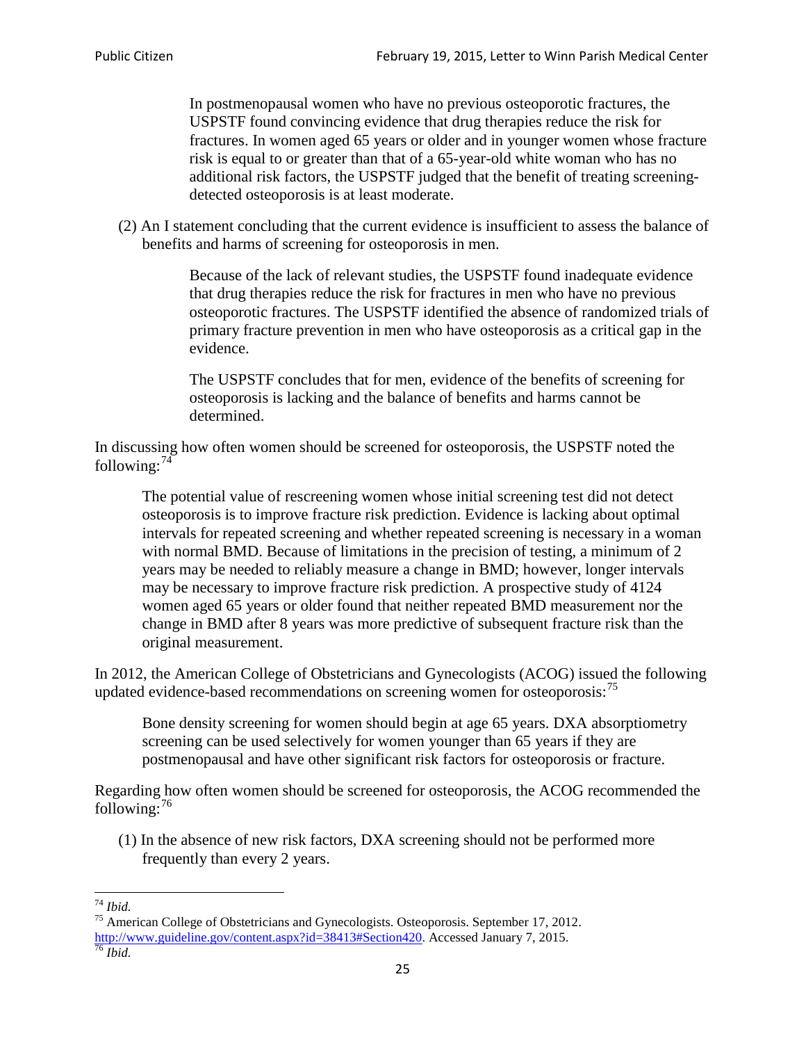> In postmenopausal women who have no previous osteoporotic fractures, the USPSTF found convincing evidence that drug therapies reduce the risk for fractures. In women aged 65 years or older and in younger women whose fracture risk is equal to or greater than that of a 65-year-old white woman who has no additional risk factors, the USPSTF judged that the benefit of treating screening-detected osteoporosis is at least moderate.

(2) An I statement concluding that the current evidence is insufficient to assess the balance of benefits and harms of screening for osteoporosis in men.

> Because of the lack of relevant studies, the USPSTF found inadequate evidence that drug therapies reduce the risk for fractures in men who have no previous osteoporotic fractures. The USPSTF identified the absence of randomized trials of primary fracture prevention in men who have osteoporosis as a critical gap in the evidence.
>
> The USPSTF concludes that for men, evidence of the benefits of screening for osteoporosis is lacking and the balance of benefits and harms cannot be determined.

In discussing how often women should be screened for osteoporosis, the USPSTF noted the following:[74]

> The potential value of rescreening women whose initial screening test did not detect osteoporosis is to improve fracture risk prediction. Evidence is lacking about optimal intervals for repeated screening and whether repeated screening is necessary in a woman with normal BMD. Because of limitations in the precision of testing, a minimum of 2 years may be needed to reliably measure a change in BMD; however, longer intervals may be necessary to improve fracture risk prediction. A prospective study of 4124 women aged 65 years or older found that neither repeated BMD measurement nor the change in BMD after 8 years was more predictive of subsequent fracture risk than the original measurement.

In 2012, the American College of Obstetricians and Gynecologists (ACOG) issued the following updated evidence-based recommendations on screening women for osteoporosis:[75]

> Bone density screening for women should begin at age 65 years. DXA absorptiometry screening can be used selectively for women younger than 65 years if they are postmenopausal and have other significant risk factors for osteoporosis or fracture.

Regarding how often women should be screened for osteoporosis, the ACOG recommended the following:[76]

(1) In the absence of new risk factors, DXA screening should not be performed more frequently than every 2 years.

---

[74] *Ibid.*

[75] American College of Obstetricians and Gynecologists. Osteoporosis. September 17, 2012. http://www.guideline.gov/content.aspx?id=38413#Section420. Accessed January 7, 2015.

[76] *Ibid.*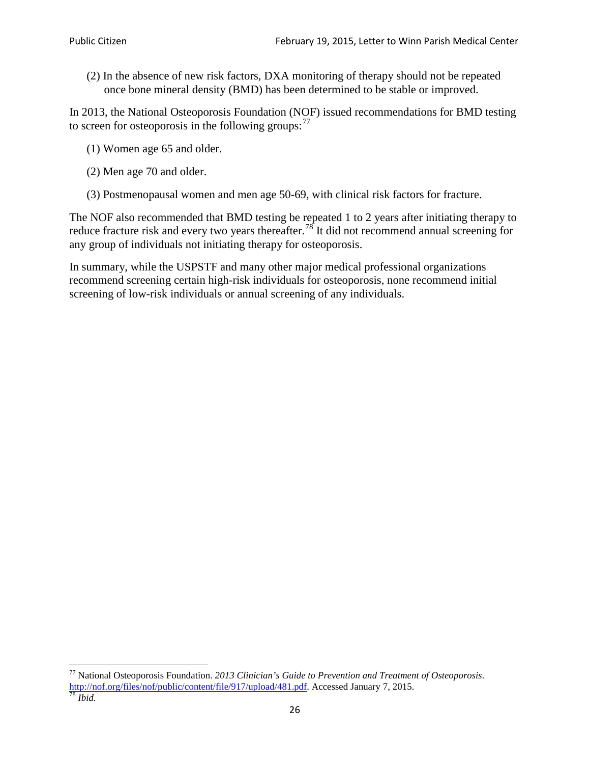(2) In the absence of new risk factors, DXA monitoring of therapy should not be repeated once bone mineral density (BMD) has been determined to be stable or improved.

In 2013, the National Osteoporosis Foundation (NOF) issued recommendations for BMD testing to screen for osteoporosis in the following groups:[77]

(1) Women age 65 and older.

(2) Men age 70 and older.

(3) Postmenopausal women and men age 50-69, with clinical risk factors for fracture.

The NOF also recommended that BMD testing be repeated 1 to 2 years after initiating therapy to reduce fracture risk and every two years thereafter.[78] It did not recommend annual screening for any group of individuals not initiating therapy for osteoporosis.

In summary, while the USPSTF and many other major medical professional organizations recommend screening certain high-risk individuals for osteoporosis, none recommend initial screening of low-risk individuals or annual screening of any individuals.

---

[77] National Osteoporosis Foundation. *2013 Clinician's Guide to Prevention and Treatment of Osteoporosis.* http://nof.org/files/nof/public/content/file/917/upload/481.pdf. Accessed January 7, 2015.

[78] *Ibid.*